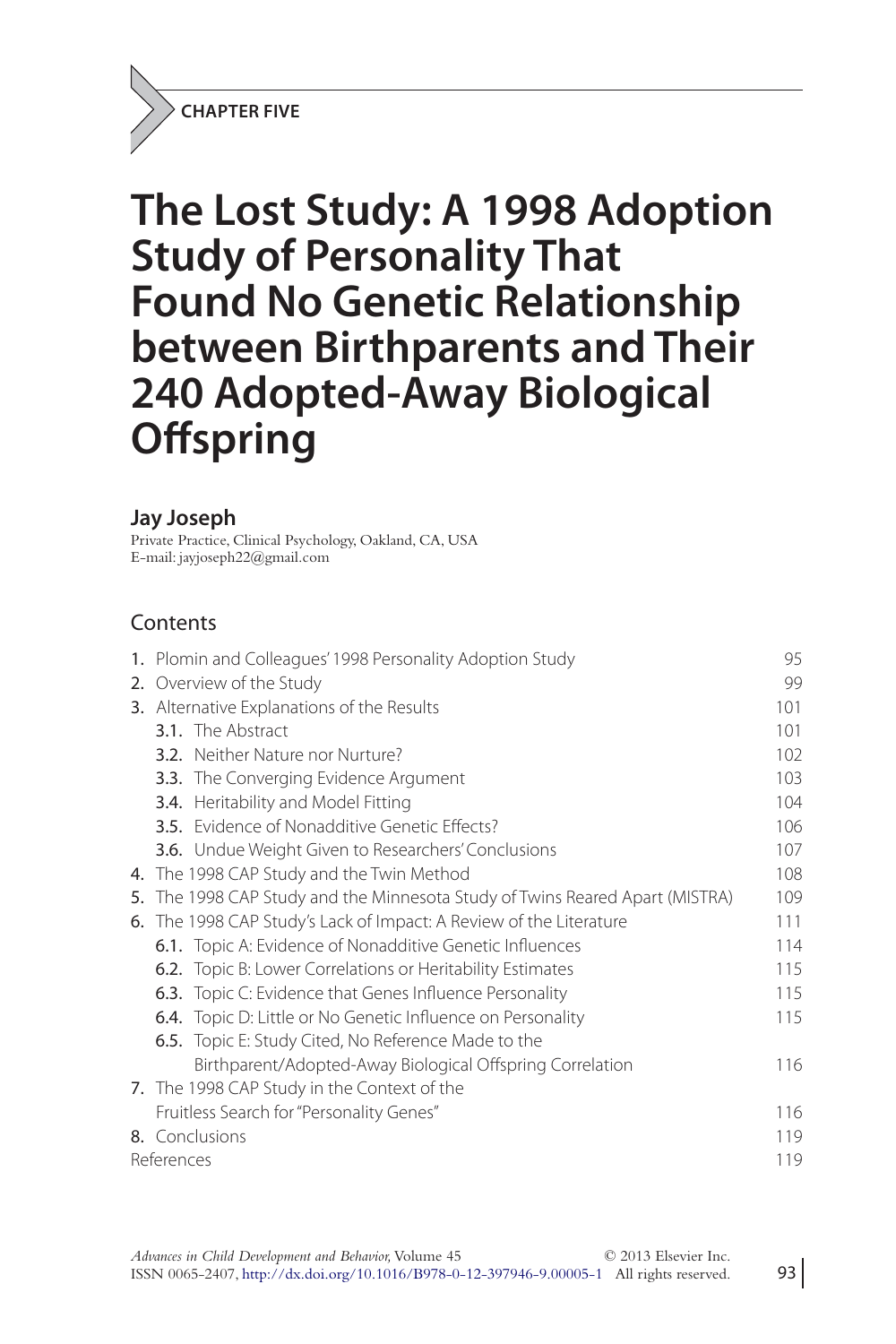CHAPTER FIVE

# The Lost Study: A 1998 Adoption Study of Personality That Found No Genetic Relationship between Birthparents and Their 240 Adopted-Away Biological Offspring

**Jay Joseph**

Private Practice, Clinical Psychology, Oakland, CA, USA
E-mail: jayjoseph22@gmail.com

## Contents

| | |
|---|---|
| 1. Plomin and Colleagues' 1998 Personality Adoption Study | 95 |
| 2. Overview of the Study | 99 |
| 3. Alternative Explanations of the Results | 101 |
| 3.1. The Abstract | 101 |
| 3.2. Neither Nature nor Nurture? | 102 |
| 3.3. The Converging Evidence Argument | 103 |
| 3.4. Heritability and Model Fitting | 104 |
| 3.5. Evidence of Nonadditive Genetic Effects? | 106 |
| 3.6. Undue Weight Given to Researchers' Conclusions | 107 |
| 4. The 1998 CAP Study and the Twin Method | 108 |
| 5. The 1998 CAP Study and the Minnesota Study of Twins Reared Apart (MISTRA) | 109 |
| 6. The 1998 CAP Study's Lack of Impact: A Review of the Literature | 111 |
| 6.1. Topic A: Evidence of Nonadditive Genetic Influences | 114 |
| 6.2. Topic B: Lower Correlations or Heritability Estimates | 115 |
| 6.3. Topic C: Evidence that Genes Influence Personality | 115 |
| 6.4. Topic D: Little or No Genetic Influence on Personality | 115 |
| 6.5. Topic E: Study Cited, No Reference Made to the Birthparent/Adopted-Away Biological Offspring Correlation | 116 |
| 7. The 1998 CAP Study in the Context of the Fruitless Search for "Personality Genes" | 116 |
| 8. Conclusions | 119 |
| References | 119 |

*Advances in Child Development and Behavior,* Volume 45
ISSN 0065-2407, http://dx.doi.org/10.1016/B978-0-12-397946-9.00005-1
© 2013 Elsevier Inc. All rights reserved.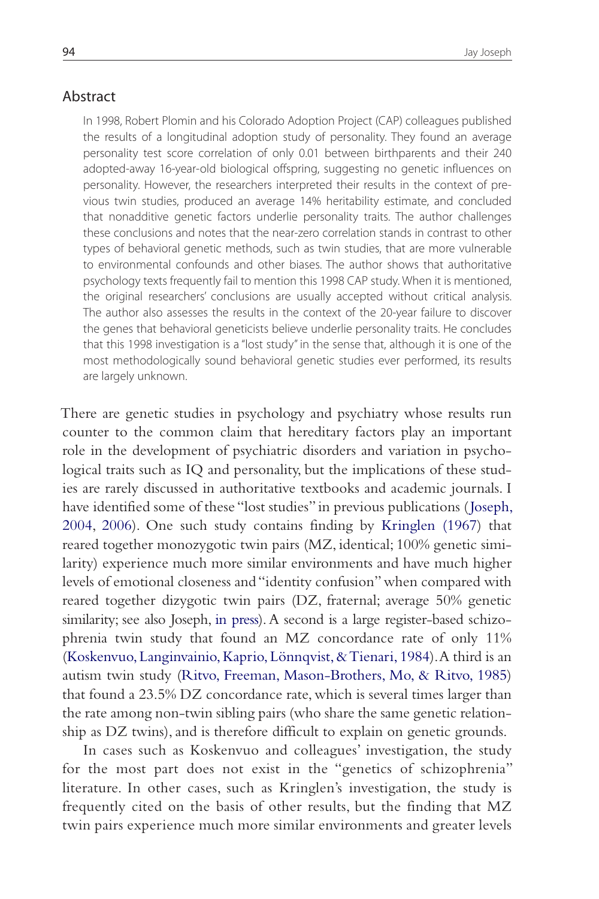## Abstract

In 1998, Robert Plomin and his Colorado Adoption Project (CAP) colleagues published the results of a longitudinal adoption study of personality. They found an average personality test score correlation of only 0.01 between birthparents and their 240 adopted-away 16-year-old biological offspring, suggesting no genetic influences on personality. However, the researchers interpreted their results in the context of previous twin studies, produced an average 14% heritability estimate, and concluded that nonadditive genetic factors underlie personality traits. The author challenges these conclusions and notes that the near-zero correlation stands in contrast to other types of behavioral genetic methods, such as twin studies, that are more vulnerable to environmental confounds and other biases. The author shows that authoritative psychology texts frequently fail to mention this 1998 CAP study. When it is mentioned, the original researchers' conclusions are usually accepted without critical analysis. The author also assesses the results in the context of the 20-year failure to discover the genes that behavioral geneticists believe underlie personality traits. He concludes that this 1998 investigation is a "lost study" in the sense that, although it is one of the most methodologically sound behavioral genetic studies ever performed, its results are largely unknown.

There are genetic studies in psychology and psychiatry whose results run counter to the common claim that hereditary factors play an important role in the development of psychiatric disorders and variation in psychological traits such as IQ and personality, but the implications of these studies are rarely discussed in authoritative textbooks and academic journals. I have identified some of these "lost studies" in previous publications (Joseph, 2004, 2006). One such study contains finding by Kringlen (1967) that reared together monozygotic twin pairs (MZ, identical; 100% genetic similarity) experience much more similar environments and have much higher levels of emotional closeness and "identity confusion" when compared with reared together dizygotic twin pairs (DZ, fraternal; average 50% genetic similarity; see also Joseph, in press). A second is a large register-based schizophrenia twin study that found an MZ concordance rate of only 11% (Koskenvuo, Langinvainio, Kaprio, Lönnqvist, & Tienari, 1984). A third is an autism twin study (Ritvo, Freeman, Mason-Brothers, Mo, & Ritvo, 1985) that found a 23.5% DZ concordance rate, which is several times larger than the rate among non-twin sibling pairs (who share the same genetic relationship as DZ twins), and is therefore difficult to explain on genetic grounds.

In cases such as Koskenvuo and colleagues' investigation, the study for the most part does not exist in the "genetics of schizophrenia" literature. In other cases, such as Kringlen's investigation, the study is frequently cited on the basis of other results, but the finding that MZ twin pairs experience much more similar environments and greater levels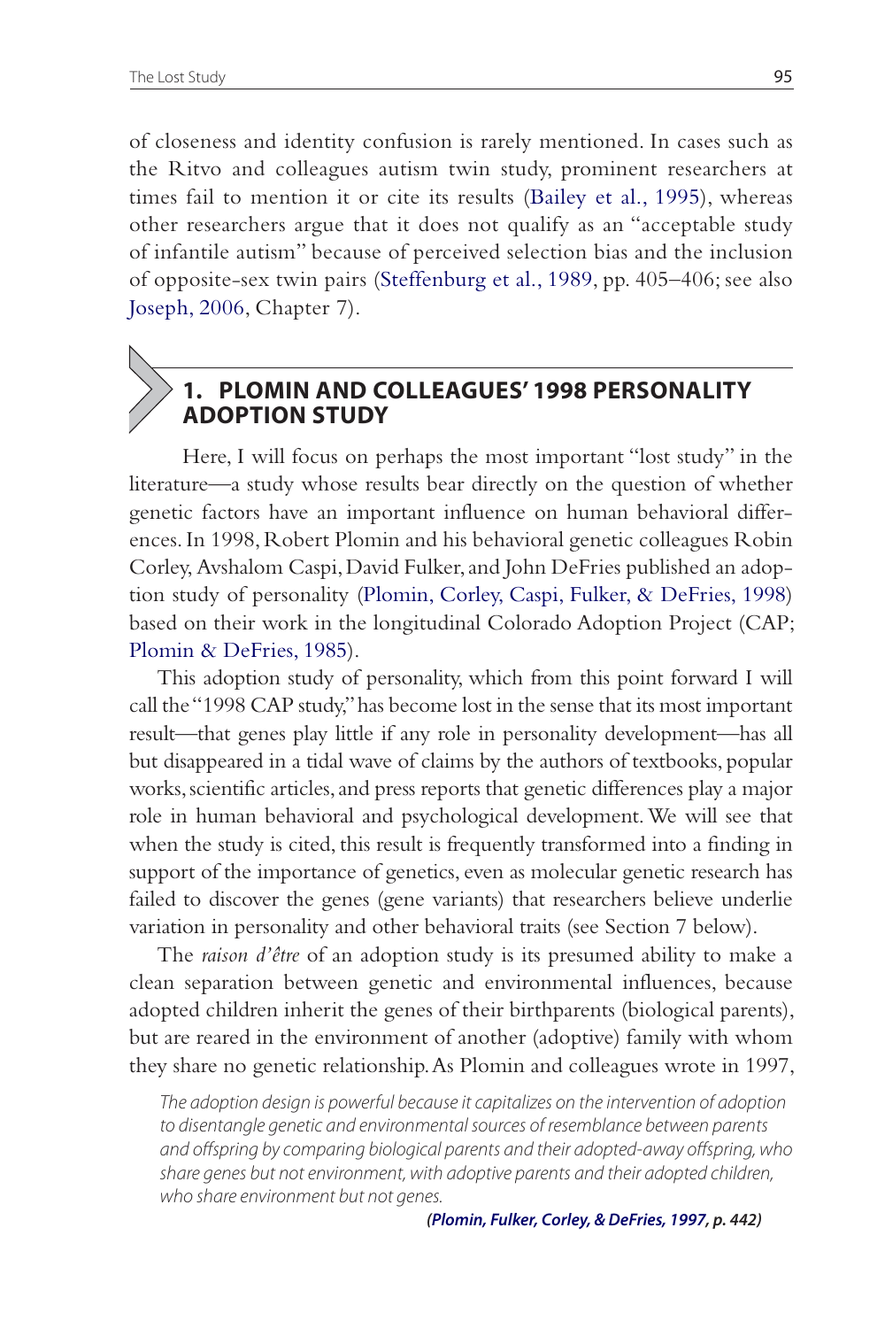of closeness and identity confusion is rarely mentioned. In cases such as the Ritvo and colleagues autism twin study, prominent researchers at times fail to mention it or cite its results (Bailey et al., 1995), whereas other researchers argue that it does not qualify as an "acceptable study of infantile autism" because of perceived selection bias and the inclusion of opposite-sex twin pairs (Steffenburg et al., 1989, pp. 405–406; see also Joseph, 2006, Chapter 7).

## 1. PLOMIN AND COLLEAGUES' 1998 PERSONALITY ADOPTION STUDY

Here, I will focus on perhaps the most important "lost study" in the literature—a study whose results bear directly on the question of whether genetic factors have an important influence on human behavioral differences. In 1998, Robert Plomin and his behavioral genetic colleagues Robin Corley, Avshalom Caspi, David Fulker, and John DeFries published an adoption study of personality (Plomin, Corley, Caspi, Fulker, & DeFries, 1998) based on their work in the longitudinal Colorado Adoption Project (CAP; Plomin & DeFries, 1985).

This adoption study of personality, which from this point forward I will call the "1998 CAP study," has become lost in the sense that its most important result—that genes play little if any role in personality development—has all but disappeared in a tidal wave of claims by the authors of textbooks, popular works, scientific articles, and press reports that genetic differences play a major role in human behavioral and psychological development. We will see that when the study is cited, this result is frequently transformed into a finding in support of the importance of genetics, even as molecular genetic research has failed to discover the genes (gene variants) that researchers believe underlie variation in personality and other behavioral traits (see Section 7 below).

The *raison d'être* of an adoption study is its presumed ability to make a clean separation between genetic and environmental influences, because adopted children inherit the genes of their birthparents (biological parents), but are reared in the environment of another (adoptive) family with whom they share no genetic relationship. As Plomin and colleagues wrote in 1997,

> *The adoption design is powerful because it capitalizes on the intervention of adoption to disentangle genetic and environmental sources of resemblance between parents and offspring by comparing biological parents and their adopted-away offspring, who share genes but not environment, with adoptive parents and their adopted children, who share environment but not genes.*
>
> ***(Plomin, Fulker, Corley, & DeFries, 1997, p. 442)***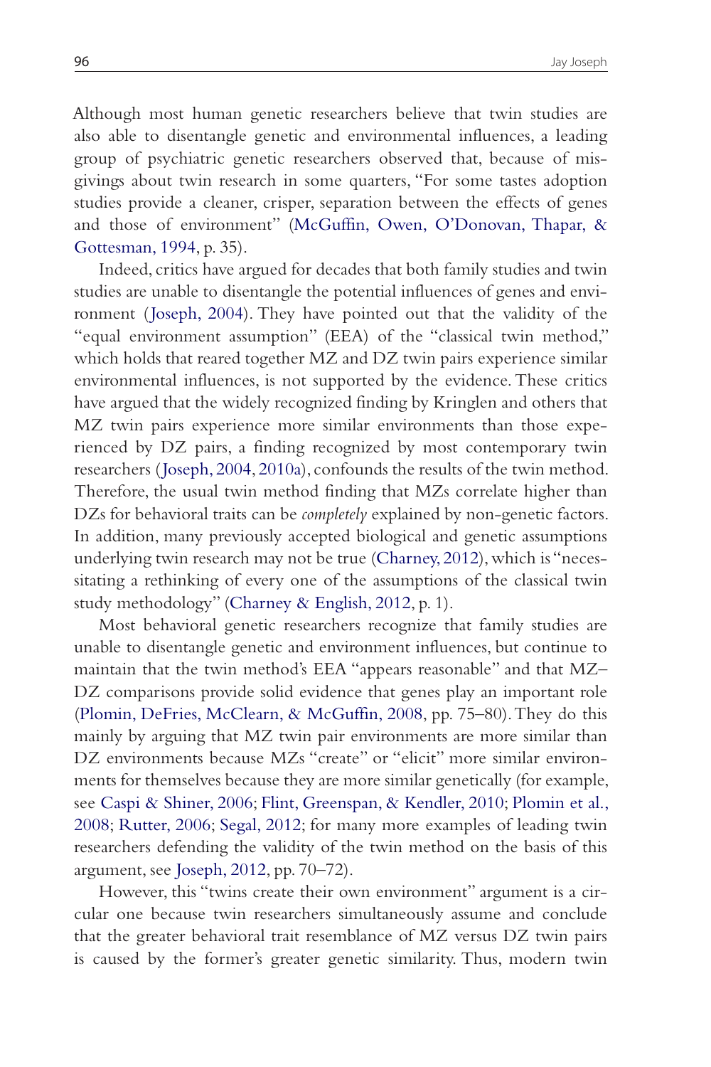Although most human genetic researchers believe that twin studies are also able to disentangle genetic and environmental influences, a leading group of psychiatric genetic researchers observed that, because of misgivings about twin research in some quarters, "For some tastes adoption studies provide a cleaner, crisper, separation between the effects of genes and those of environment" (McGuffin, Owen, O'Donovan, Thapar, & Gottesman, 1994, p. 35).

Indeed, critics have argued for decades that both family studies and twin studies are unable to disentangle the potential influences of genes and environment (Joseph, 2004). They have pointed out that the validity of the "equal environment assumption" (EEA) of the "classical twin method," which holds that reared together MZ and DZ twin pairs experience similar environmental influences, is not supported by the evidence. These critics have argued that the widely recognized finding by Kringlen and others that MZ twin pairs experience more similar environments than those experienced by DZ pairs, a finding recognized by most contemporary twin researchers (Joseph, 2004, 2010a), confounds the results of the twin method. Therefore, the usual twin method finding that MZs correlate higher than DZs for behavioral traits can be *completely* explained by non-genetic factors. In addition, many previously accepted biological and genetic assumptions underlying twin research may not be true (Charney, 2012), which is "necessitating a rethinking of every one of the assumptions of the classical twin study methodology" (Charney & English, 2012, p. 1).

Most behavioral genetic researchers recognize that family studies are unable to disentangle genetic and environment influences, but continue to maintain that the twin method's EEA "appears reasonable" and that MZ–DZ comparisons provide solid evidence that genes play an important role (Plomin, DeFries, McClearn, & McGuffin, 2008, pp. 75–80). They do this mainly by arguing that MZ twin pair environments are more similar than DZ environments because MZs "create" or "elicit" more similar environments for themselves because they are more similar genetically (for example, see Caspi & Shiner, 2006; Flint, Greenspan, & Kendler, 2010; Plomin et al., 2008; Rutter, 2006; Segal, 2012; for many more examples of leading twin researchers defending the validity of the twin method on the basis of this argument, see Joseph, 2012, pp. 70–72).

However, this "twins create their own environment" argument is a circular one because twin researchers simultaneously assume and conclude that the greater behavioral trait resemblance of MZ versus DZ twin pairs is caused by the former's greater genetic similarity. Thus, modern twin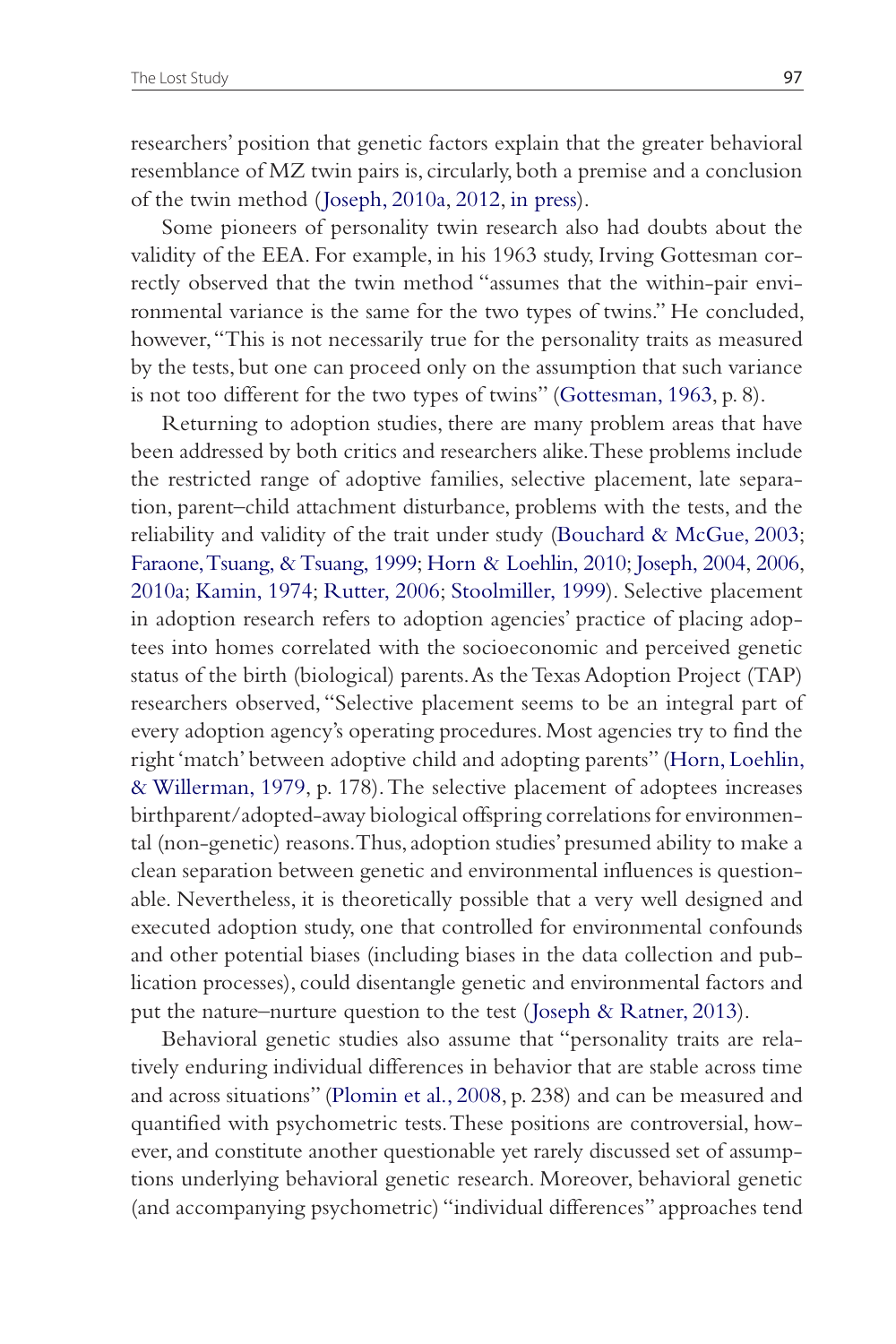researchers' position that genetic factors explain that the greater behavioral resemblance of MZ twin pairs is, circularly, both a premise and a conclusion of the twin method (Joseph, 2010a, 2012, in press).

Some pioneers of personality twin research also had doubts about the validity of the EEA. For example, in his 1963 study, Irving Gottesman correctly observed that the twin method "assumes that the within-pair environmental variance is the same for the two types of twins." He concluded, however, "This is not necessarily true for the personality traits as measured by the tests, but one can proceed only on the assumption that such variance is not too different for the two types of twins" (Gottesman, 1963, p. 8).

Returning to adoption studies, there are many problem areas that have been addressed by both critics and researchers alike. These problems include the restricted range of adoptive families, selective placement, late separation, parent–child attachment disturbance, problems with the tests, and the reliability and validity of the trait under study (Bouchard & McGue, 2003; Faraone, Tsuang, & Tsuang, 1999; Horn & Loehlin, 2010; Joseph, 2004, 2006, 2010a; Kamin, 1974; Rutter, 2006; Stoolmiller, 1999). Selective placement in adoption research refers to adoption agencies' practice of placing adoptees into homes correlated with the socioeconomic and perceived genetic status of the birth (biological) parents. As the Texas Adoption Project (TAP) researchers observed, "Selective placement seems to be an integral part of every adoption agency's operating procedures. Most agencies try to find the right 'match' between adoptive child and adopting parents" (Horn, Loehlin, & Willerman, 1979, p. 178). The selective placement of adoptees increases birthparent/adopted-away biological offspring correlations for environmental (non-genetic) reasons. Thus, adoption studies' presumed ability to make a clean separation between genetic and environmental influences is questionable. Nevertheless, it is theoretically possible that a very well designed and executed adoption study, one that controlled for environmental confounds and other potential biases (including biases in the data collection and publication processes), could disentangle genetic and environmental factors and put the nature–nurture question to the test (Joseph & Ratner, 2013).

Behavioral genetic studies also assume that "personality traits are relatively enduring individual differences in behavior that are stable across time and across situations" (Plomin et al., 2008, p. 238) and can be measured and quantified with psychometric tests. These positions are controversial, however, and constitute another questionable yet rarely discussed set of assumptions underlying behavioral genetic research. Moreover, behavioral genetic (and accompanying psychometric) "individual differences" approaches tend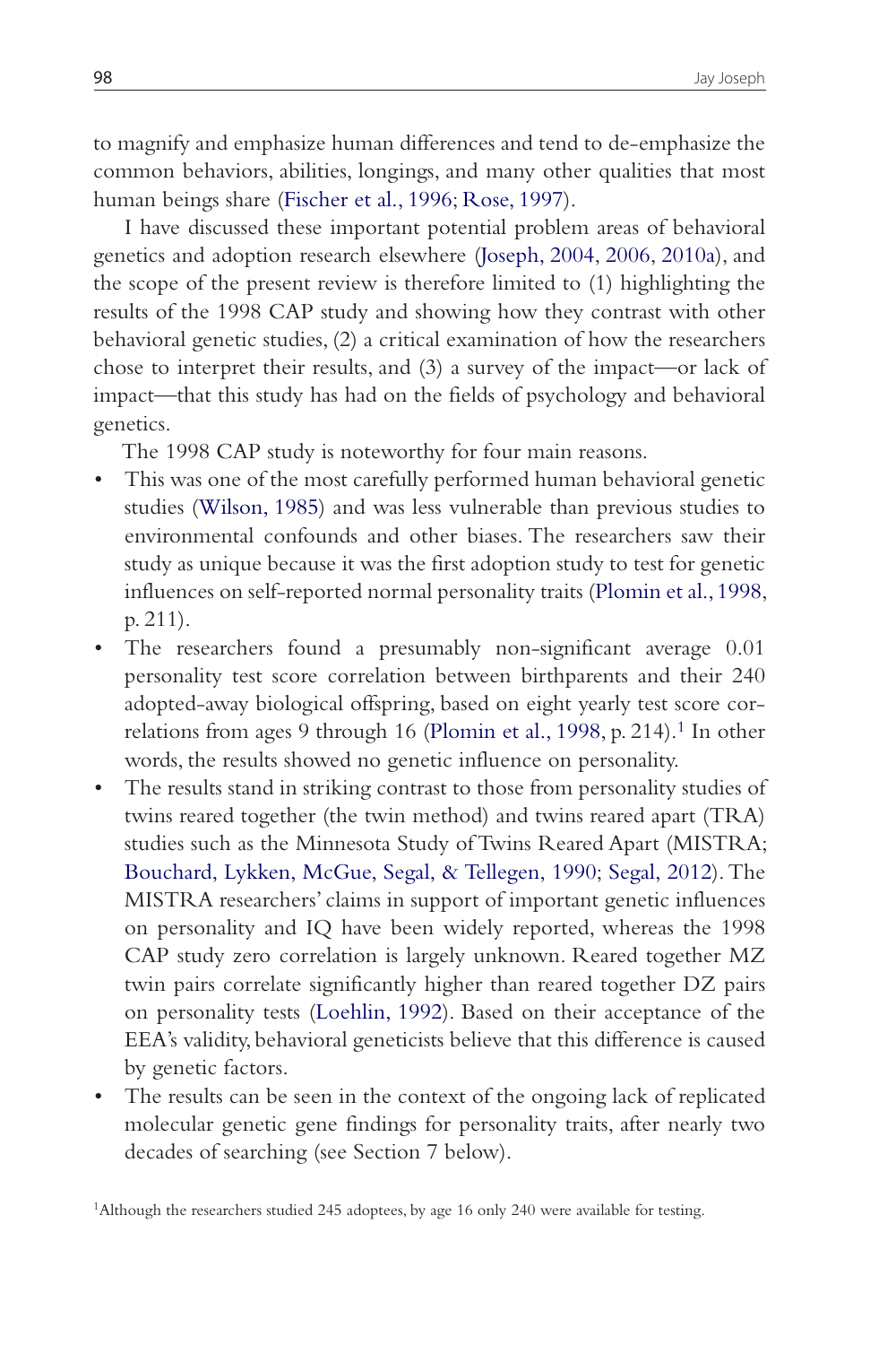to magnify and emphasize human differences and tend to de-emphasize the common behaviors, abilities, longings, and many other qualities that most human beings share (Fischer et al., 1996; Rose, 1997).

I have discussed these important potential problem areas of behavioral genetics and adoption research elsewhere (Joseph, 2004, 2006, 2010a), and the scope of the present review is therefore limited to (1) highlighting the results of the 1998 CAP study and showing how they contrast with other behavioral genetic studies, (2) a critical examination of how the researchers chose to interpret their results, and (3) a survey of the impact—or lack of impact—that this study has had on the fields of psychology and behavioral genetics.

The 1998 CAP study is noteworthy for four main reasons.

- This was one of the most carefully performed human behavioral genetic studies (Wilson, 1985) and was less vulnerable than previous studies to environmental confounds and other biases. The researchers saw their study as unique because it was the first adoption study to test for genetic influences on self-reported normal personality traits (Plomin et al., 1998, p. 211).
- The researchers found a presumably non-significant average 0.01 personality test score correlation between birthparents and their 240 adopted-away biological offspring, based on eight yearly test score correlations from ages 9 through 16 (Plomin et al., 1998, p. 214).[1] In other words, the results showed no genetic influence on personality.
- The results stand in striking contrast to those from personality studies of twins reared together (the twin method) and twins reared apart (TRA) studies such as the Minnesota Study of Twins Reared Apart (MISTRA; Bouchard, Lykken, McGue, Segal, & Tellegen, 1990; Segal, 2012). The MISTRA researchers' claims in support of important genetic influences on personality and IQ have been widely reported, whereas the 1998 CAP study zero correlation is largely unknown. Reared together MZ twin pairs correlate significantly higher than reared together DZ pairs on personality tests (Loehlin, 1992). Based on their acceptance of the EEA's validity, behavioral geneticists believe that this difference is caused by genetic factors.
- The results can be seen in the context of the ongoing lack of replicated molecular genetic gene findings for personality traits, after nearly two decades of searching (see Section 7 below).

[1] Although the researchers studied 245 adoptees, by age 16 only 240 were available for testing.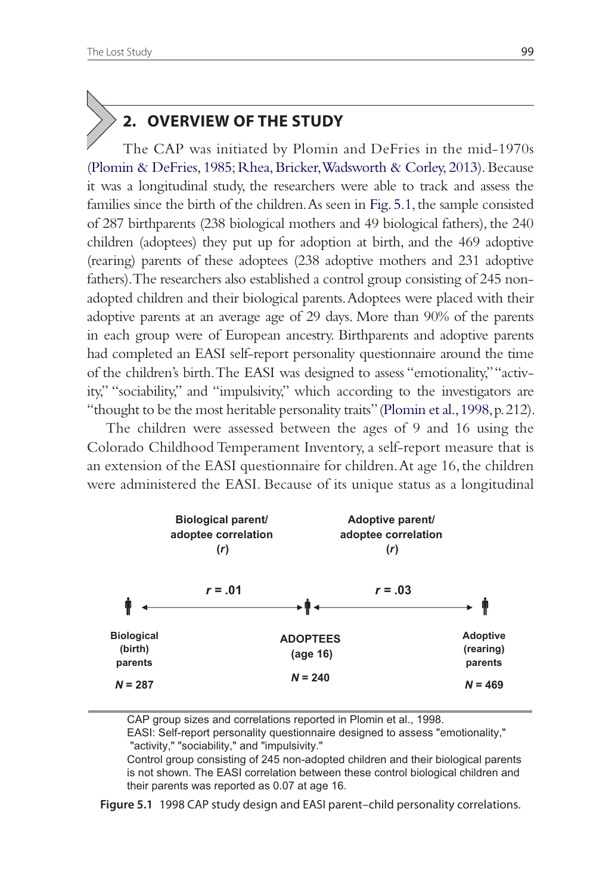## 2. OVERVIEW OF THE STUDY

The CAP was initiated by Plomin and DeFries in the mid-1970s (Plomin & DeFries, 1985; Rhea, Bricker, Wadsworth & Corley, 2013). Because it was a longitudinal study, the researchers were able to track and assess the families since the birth of the children. As seen in Fig. 5.1, the sample consisted of 287 birthparents (238 biological mothers and 49 biological fathers), the 240 children (adoptees) they put up for adoption at birth, and the 469 adoptive (rearing) parents of these adoptees (238 adoptive mothers and 231 adoptive fathers). The researchers also established a control group consisting of 245 non-adopted children and their biological parents. Adoptees were placed with their adoptive parents at an average age of 29 days. More than 90% of the parents in each group were of European ancestry. Birthparents and adoptive parents had completed an EASI self-report personality questionnaire around the time of the children's birth. The EASI was designed to assess "emotionality," "activity," "sociability," and "impulsivity," which according to the investigators are "thought to be the most heritable personality traits" (Plomin et al., 1998, p. 212).

The children were assessed between the ages of 9 and 16 using the Colorado Childhood Temperament Inventory, a self-report measure that is an extension of the EASI questionnaire for children. At age 16, the children were administered the EASI. Because of its unique status as a longitudinal

| Biological parent/ adoptee correlation ($r$) | | Adoptive parent/ adoptee correlation ($r$) |
|---|---|---|
| $r$ = .01 | | $r$ = .03 |
| Biological (birth) parents | ADOPTEES (age 16) | Adoptive (rearing) parents |
| $N$ = 287 | $N$ = 240 | $N$ = 469 |

CAP group sizes and correlations reported in Plomin et al., 1998.
EASI: Self-report personality questionnaire designed to assess "emotionality," "activity," "sociability," and "impulsivity."
Control group consisting of 245 non-adopted children and their biological parents is not shown. The EASI correlation between these control biological children and their parents was reported as 0.07 at age 16.

**Figure 5.1** 1998 CAP study design and EASI parent–child personality correlations.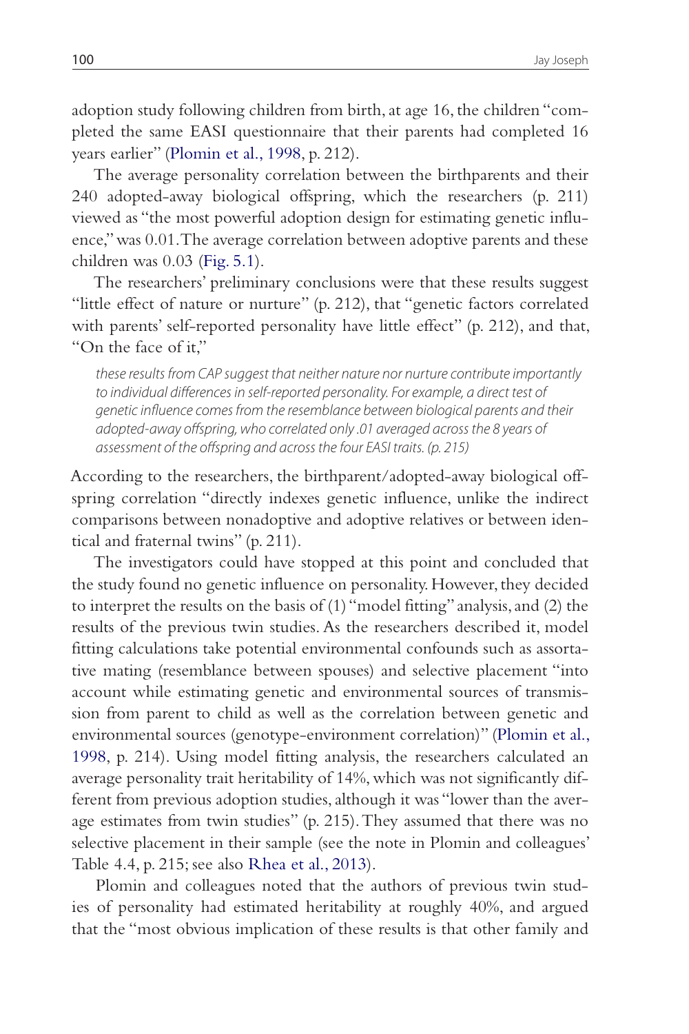adoption study following children from birth, at age 16, the children "completed the same EASI questionnaire that their parents had completed 16 years earlier" (Plomin et al., 1998, p. 212).

The average personality correlation between the birthparents and their 240 adopted-away biological offspring, which the researchers (p. 211) viewed as "the most powerful adoption design for estimating genetic influence," was 0.01. The average correlation between adoptive parents and these children was 0.03 (Fig. 5.1).

The researchers' preliminary conclusions were that these results suggest "little effect of nature or nurture" (p. 212), that "genetic factors correlated with parents' self-reported personality have little effect" (p. 212), and that, "On the face of it,"

> *these results from CAP suggest that neither nature nor nurture contribute importantly to individual differences in self-reported personality. For example, a direct test of genetic influence comes from the resemblance between biological parents and their adopted-away offspring, who correlated only .01 averaged across the 8 years of assessment of the offspring and across the four EASI traits. (p. 215)*

According to the researchers, the birthparent/adopted-away biological offspring correlation "directly indexes genetic influence, unlike the indirect comparisons between nonadoptive and adoptive relatives or between identical and fraternal twins" (p. 211).

The investigators could have stopped at this point and concluded that the study found no genetic influence on personality. However, they decided to interpret the results on the basis of (1) "model fitting" analysis, and (2) the results of the previous twin studies. As the researchers described it, model fitting calculations take potential environmental confounds such as assortative mating (resemblance between spouses) and selective placement "into account while estimating genetic and environmental sources of transmission from parent to child as well as the correlation between genetic and environmental sources (genotype-environment correlation)" (Plomin et al., 1998, p. 214). Using model fitting analysis, the researchers calculated an average personality trait heritability of 14%, which was not significantly different from previous adoption studies, although it was "lower than the average estimates from twin studies" (p. 215). They assumed that there was no selective placement in their sample (see the note in Plomin and colleagues' Table 4.4, p. 215; see also Rhea et al., 2013).

Plomin and colleagues noted that the authors of previous twin studies of personality had estimated heritability at roughly 40%, and argued that the "most obvious implication of these results is that other family and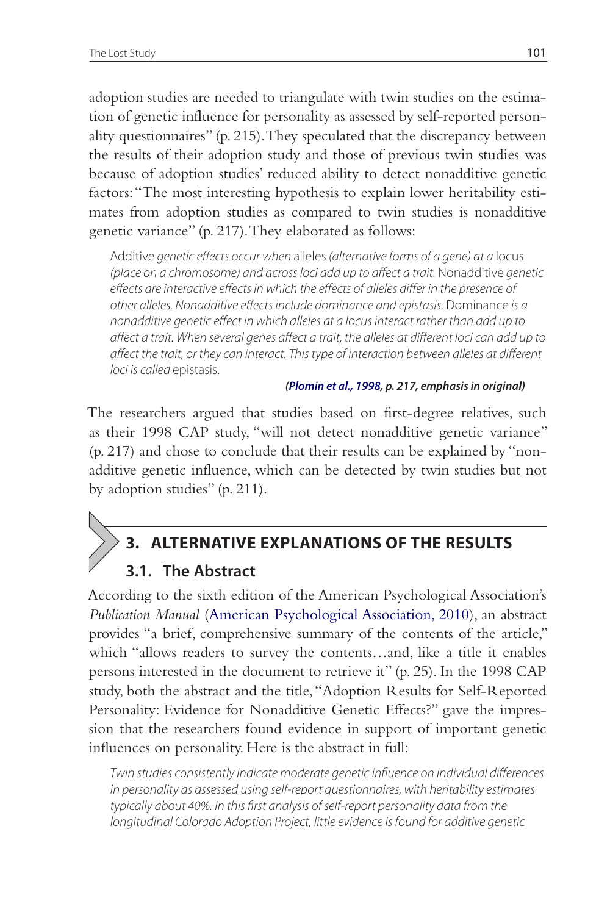adoption studies are needed to triangulate with twin studies on the estimation of genetic influence for personality as assessed by self-reported personality questionnaires" (p. 215). They speculated that the discrepancy between the results of their adoption study and those of previous twin studies was because of adoption studies' reduced ability to detect nonadditive genetic factors: "The most interesting hypothesis to explain lower heritability estimates from adoption studies as compared to twin studies is nonadditive genetic variance" (p. 217). They elaborated as follows:

> Additive *genetic effects occur when* alleles *(alternative forms of a gene) at a* locus *(place on a chromosome) and across loci add up to affect a trait.* Nonadditive *genetic effects are interactive effects in which the effects of alleles differ in the presence of other alleles. Nonadditive effects include dominance and epistasis.* Dominance *is a nonadditive genetic effect in which alleles at a locus interact rather than add up to affect a trait. When several genes affect a trait, the alleles at different loci can add up to affect the trait, or they can interact. This type of interaction between alleles at different loci is called* epistasis.
>
> **(*Plomin et al., 1998*, *p. 217, emphasis in original*)**

The researchers argued that studies based on first-degree relatives, such as their 1998 CAP study, "will not detect nonadditive genetic variance" (p. 217) and chose to conclude that their results can be explained by "nonadditive genetic influence, which can be detected by twin studies but not by adoption studies" (p. 211).

## 3. ALTERNATIVE EXPLANATIONS OF THE RESULTS

### 3.1. The Abstract

According to the sixth edition of the American Psychological Association's *Publication Manual* (American Psychological Association, 2010), an abstract provides "a brief, comprehensive summary of the contents of the article," which "allows readers to survey the contents…and, like a title it enables persons interested in the document to retrieve it" (p. 25). In the 1998 CAP study, both the abstract and the title, "Adoption Results for Self-Reported Personality: Evidence for Nonadditive Genetic Effects?" gave the impression that the researchers found evidence in support of important genetic influences on personality. Here is the abstract in full:

> *Twin studies consistently indicate moderate genetic influence on individual differences in personality as assessed using self-report questionnaires, with heritability estimates typically about 40%. In this first analysis of self-report personality data from the longitudinal Colorado Adoption Project, little evidence is found for additive genetic*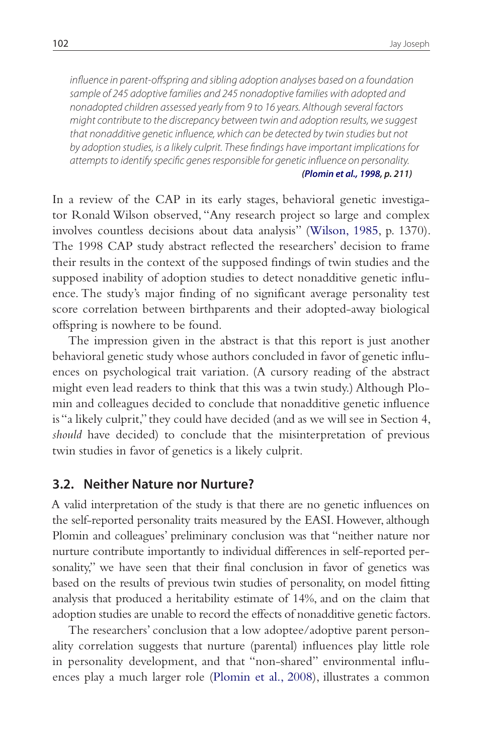*influence in parent-offspring and sibling adoption analyses based on a foundation sample of 245 adoptive families and 245 nonadoptive families with adopted and nonadopted children assessed yearly from 9 to 16 years. Although several factors might contribute to the discrepancy between twin and adoption results, we suggest that nonadditive genetic influence, which can be detected by twin studies but not by adoption studies, is a likely culprit. These findings have important implications for attempts to identify specific genes responsible for genetic influence on personality.*
***(Plomin et al., 1998, p. 211)***

In a review of the CAP in its early stages, behavioral genetic investigator Ronald Wilson observed, "Any research project so large and complex involves countless decisions about data analysis" (Wilson, 1985, p. 1370). The 1998 CAP study abstract reflected the researchers' decision to frame their results in the context of the supposed findings of twin studies and the supposed inability of adoption studies to detect nonadditive genetic influence. The study's major finding of no significant average personality test score correlation between birthparents and their adopted-away biological offspring is nowhere to be found.

The impression given in the abstract is that this report is just another behavioral genetic study whose authors concluded in favor of genetic influences on psychological trait variation. (A cursory reading of the abstract might even lead readers to think that this was a twin study.) Although Plomin and colleagues decided to conclude that nonadditive genetic influence is "a likely culprit," they could have decided (and as we will see in Section 4, *should* have decided) to conclude that the misinterpretation of previous twin studies in favor of genetics is a likely culprit.

## 3.2. Neither Nature nor Nurture?

A valid interpretation of the study is that there are no genetic influences on the self-reported personality traits measured by the EASI. However, although Plomin and colleagues' preliminary conclusion was that "neither nature nor nurture contribute importantly to individual differences in self-reported personality," we have seen that their final conclusion in favor of genetics was based on the results of previous twin studies of personality, on model fitting analysis that produced a heritability estimate of 14%, and on the claim that adoption studies are unable to record the effects of nonadditive genetic factors.

The researchers' conclusion that a low adoptee/adoptive parent personality correlation suggests that nurture (parental) influences play little role in personality development, and that "non-shared" environmental influences play a much larger role (Plomin et al., 2008), illustrates a common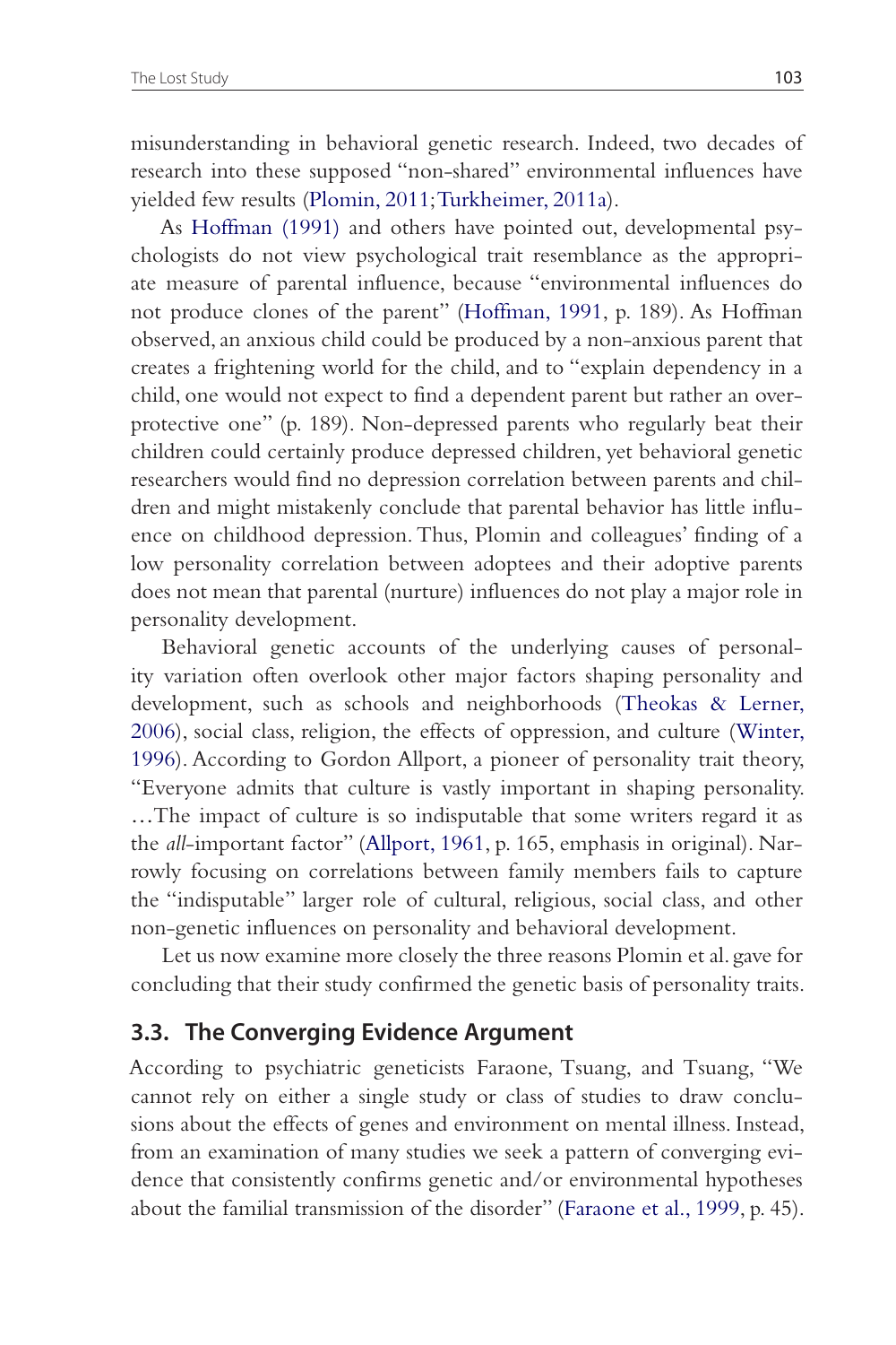misunderstanding in behavioral genetic research. Indeed, two decades of research into these supposed "non-shared" environmental influences have yielded few results (Plomin, 2011; Turkheimer, 2011a).

As Hoffman (1991) and others have pointed out, developmental psychologists do not view psychological trait resemblance as the appropriate measure of parental influence, because "environmental influences do not produce clones of the parent" (Hoffman, 1991, p. 189). As Hoffman observed, an anxious child could be produced by a non-anxious parent that creates a frightening world for the child, and to "explain dependency in a child, one would not expect to find a dependent parent but rather an overprotective one" (p. 189). Non-depressed parents who regularly beat their children could certainly produce depressed children, yet behavioral genetic researchers would find no depression correlation between parents and children and might mistakenly conclude that parental behavior has little influence on childhood depression. Thus, Plomin and colleagues' finding of a low personality correlation between adoptees and their adoptive parents does not mean that parental (nurture) influences do not play a major role in personality development.

Behavioral genetic accounts of the underlying causes of personality variation often overlook other major factors shaping personality and development, such as schools and neighborhoods (Theokas & Lerner, 2006), social class, religion, the effects of oppression, and culture (Winter, 1996). According to Gordon Allport, a pioneer of personality trait theory, "Everyone admits that culture is vastly important in shaping personality. …The impact of culture is so indisputable that some writers regard it as the *all*-important factor" (Allport, 1961, p. 165, emphasis in original). Narrowly focusing on correlations between family members fails to capture the "indisputable" larger role of cultural, religious, social class, and other non-genetic influences on personality and behavioral development.

Let us now examine more closely the three reasons Plomin et al. gave for concluding that their study confirmed the genetic basis of personality traits.

## 3.3. The Converging Evidence Argument

According to psychiatric geneticists Faraone, Tsuang, and Tsuang, "We cannot rely on either a single study or class of studies to draw conclusions about the effects of genes and environment on mental illness. Instead, from an examination of many studies we seek a pattern of converging evidence that consistently confirms genetic and/or environmental hypotheses about the familial transmission of the disorder" (Faraone et al., 1999, p. 45).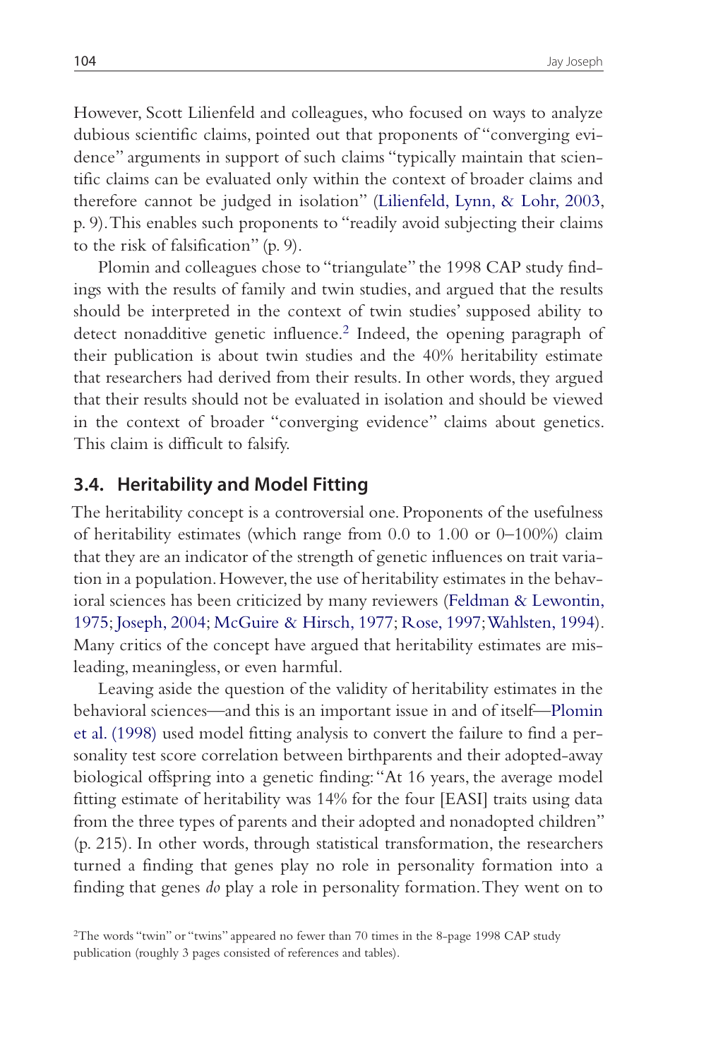However, Scott Lilienfeld and colleagues, who focused on ways to analyze dubious scientific claims, pointed out that proponents of "converging evidence" arguments in support of such claims "typically maintain that scientific claims can be evaluated only within the context of broader claims and therefore cannot be judged in isolation" (Lilienfeld, Lynn, & Lohr, 2003, p. 9). This enables such proponents to "readily avoid subjecting their claims to the risk of falsification" (p. 9).

Plomin and colleagues chose to "triangulate" the 1998 CAP study findings with the results of family and twin studies, and argued that the results should be interpreted in the context of twin studies' supposed ability to detect nonadditive genetic influence.[2] Indeed, the opening paragraph of their publication is about twin studies and the 40% heritability estimate that researchers had derived from their results. In other words, they argued that their results should not be evaluated in isolation and should be viewed in the context of broader "converging evidence" claims about genetics. This claim is difficult to falsify.

### 3.4. Heritability and Model Fitting

The heritability concept is a controversial one. Proponents of the usefulness of heritability estimates (which range from 0.0 to 1.00 or 0–100%) claim that they are an indicator of the strength of genetic influences on trait variation in a population. However, the use of heritability estimates in the behavioral sciences has been criticized by many reviewers (Feldman & Lewontin, 1975; Joseph, 2004; McGuire & Hirsch, 1977; Rose, 1997; Wahlsten, 1994). Many critics of the concept have argued that heritability estimates are misleading, meaningless, or even harmful.

Leaving aside the question of the validity of heritability estimates in the behavioral sciences—and this is an important issue in and of itself—Plomin et al. (1998) used model fitting analysis to convert the failure to find a personality test score correlation between birthparents and their adopted-away biological offspring into a genetic finding: "At 16 years, the average model fitting estimate of heritability was 14% for the four [EASI] traits using data from the three types of parents and their adopted and nonadopted children" (p. 215). In other words, through statistical transformation, the researchers turned a finding that genes play no role in personality formation into a finding that genes *do* play a role in personality formation. They went on to

[2]The words "twin" or "twins" appeared no fewer than 70 times in the 8-page 1998 CAP study publication (roughly 3 pages consisted of references and tables).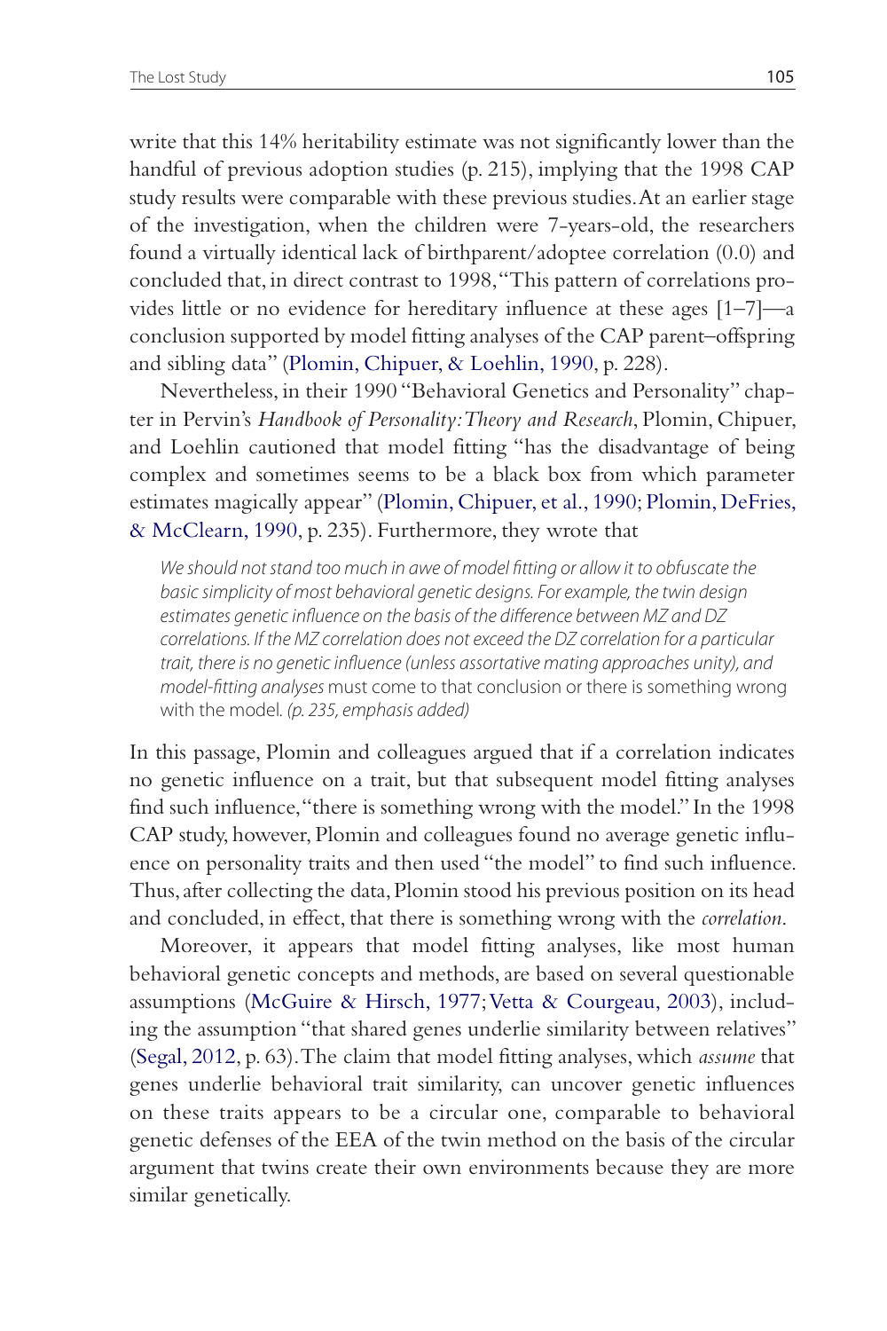write that this 14% heritability estimate was not significantly lower than the handful of previous adoption studies (p. 215), implying that the 1998 CAP study results were comparable with these previous studies. At an earlier stage of the investigation, when the children were 7-years-old, the researchers found a virtually identical lack of birthparent/adoptee correlation (0.0) and concluded that, in direct contrast to 1998, "This pattern of correlations provides little or no evidence for hereditary influence at these ages [1–7]—a conclusion supported by model fitting analyses of the CAP parent–offspring and sibling data" (Plomin, Chipuer, & Loehlin, 1990, p. 228).

Nevertheless, in their 1990 "Behavioral Genetics and Personality" chapter in Pervin's *Handbook of Personality: Theory and Research*, Plomin, Chipuer, and Loehlin cautioned that model fitting "has the disadvantage of being complex and sometimes seems to be a black box from which parameter estimates magically appear" (Plomin, Chipuer, et al., 1990; Plomin, DeFries, & McClearn, 1990, p. 235). Furthermore, they wrote that

> *We should not stand too much in awe of model fitting or allow it to obfuscate the basic simplicity of most behavioral genetic designs. For example, the twin design estimates genetic influence on the basis of the difference between MZ and DZ correlations. If the MZ correlation does not exceed the DZ correlation for a particular trait, there is no genetic influence (unless assortative mating approaches unity), and model-fitting analyses* must come to that conclusion or there is something wrong with the model. *(p. 235, emphasis added)*

In this passage, Plomin and colleagues argued that if a correlation indicates no genetic influence on a trait, but that subsequent model fitting analyses find such influence, "there is something wrong with the model." In the 1998 CAP study, however, Plomin and colleagues found no average genetic influence on personality traits and then used "the model" to find such influence. Thus, after collecting the data, Plomin stood his previous position on its head and concluded, in effect, that there is something wrong with the *correlation*.

Moreover, it appears that model fitting analyses, like most human behavioral genetic concepts and methods, are based on several questionable assumptions (McGuire & Hirsch, 1977; Vetta & Courgeau, 2003), including the assumption "that shared genes underlie similarity between relatives" (Segal, 2012, p. 63). The claim that model fitting analyses, which *assume* that genes underlie behavioral trait similarity, can uncover genetic influences on these traits appears to be a circular one, comparable to behavioral genetic defenses of the EEA of the twin method on the basis of the circular argument that twins create their own environments because they are more similar genetically.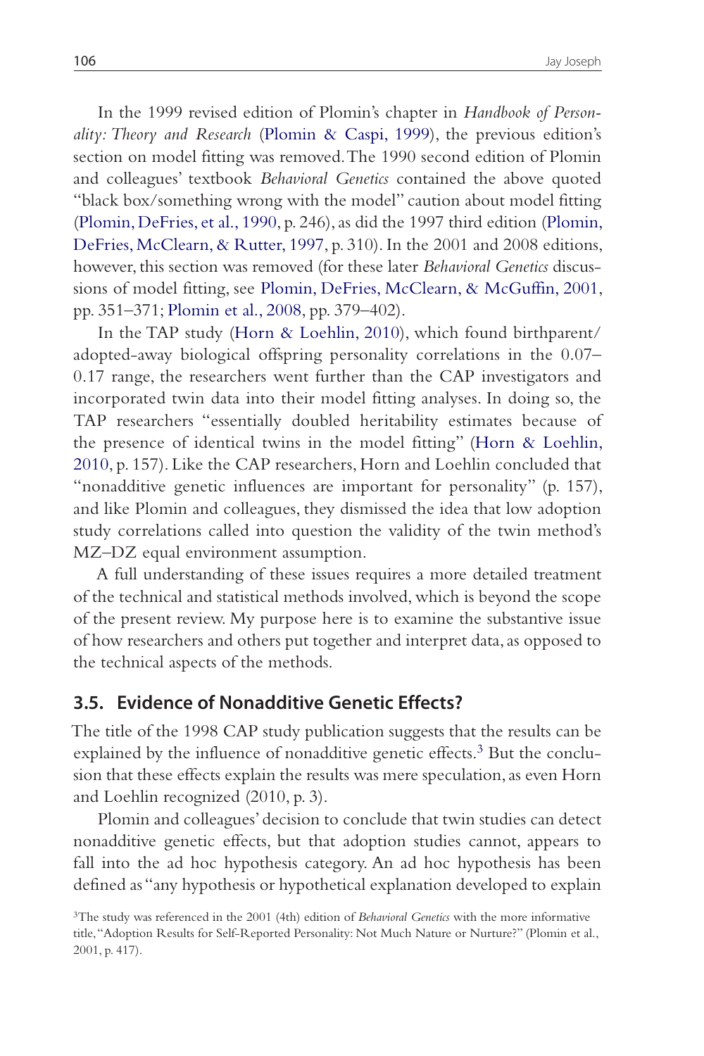In the 1999 revised edition of Plomin's chapter in *Handbook of Personality: Theory and Research* (Plomin & Caspi, 1999), the previous edition's section on model fitting was removed. The 1990 second edition of Plomin and colleagues' textbook *Behavioral Genetics* contained the above quoted "black box/something wrong with the model" caution about model fitting (Plomin, DeFries, et al., 1990, p. 246), as did the 1997 third edition (Plomin, DeFries, McClearn, & Rutter, 1997, p. 310). In the 2001 and 2008 editions, however, this section was removed (for these later *Behavioral Genetics* discussions of model fitting, see Plomin, DeFries, McClearn, & McGuffin, 2001, pp. 351–371; Plomin et al., 2008, pp. 379–402).

In the TAP study (Horn & Loehlin, 2010), which found birthparent/adopted-away biological offspring personality correlations in the 0.07–0.17 range, the researchers went further than the CAP investigators and incorporated twin data into their model fitting analyses. In doing so, the TAP researchers "essentially doubled heritability estimates because of the presence of identical twins in the model fitting" (Horn & Loehlin, 2010, p. 157). Like the CAP researchers, Horn and Loehlin concluded that "nonadditive genetic influences are important for personality" (p. 157), and like Plomin and colleagues, they dismissed the idea that low adoption study correlations called into question the validity of the twin method's MZ–DZ equal environment assumption.

A full understanding of these issues requires a more detailed treatment of the technical and statistical methods involved, which is beyond the scope of the present review. My purpose here is to examine the substantive issue of how researchers and others put together and interpret data, as opposed to the technical aspects of the methods.

## 3.5. Evidence of Nonadditive Genetic Effects?

The title of the 1998 CAP study publication suggests that the results can be explained by the influence of nonadditive genetic effects.[3] But the conclusion that these effects explain the results was mere speculation, as even Horn and Loehlin recognized (2010, p. 3).

Plomin and colleagues' decision to conclude that twin studies can detect nonadditive genetic effects, but that adoption studies cannot, appears to fall into the ad hoc hypothesis category. An ad hoc hypothesis has been defined as "any hypothesis or hypothetical explanation developed to explain

[3] The study was referenced in the 2001 (4th) edition of *Behavioral Genetics* with the more informative title, "Adoption Results for Self-Reported Personality: Not Much Nature or Nurture?" (Plomin et al., 2001, p. 417).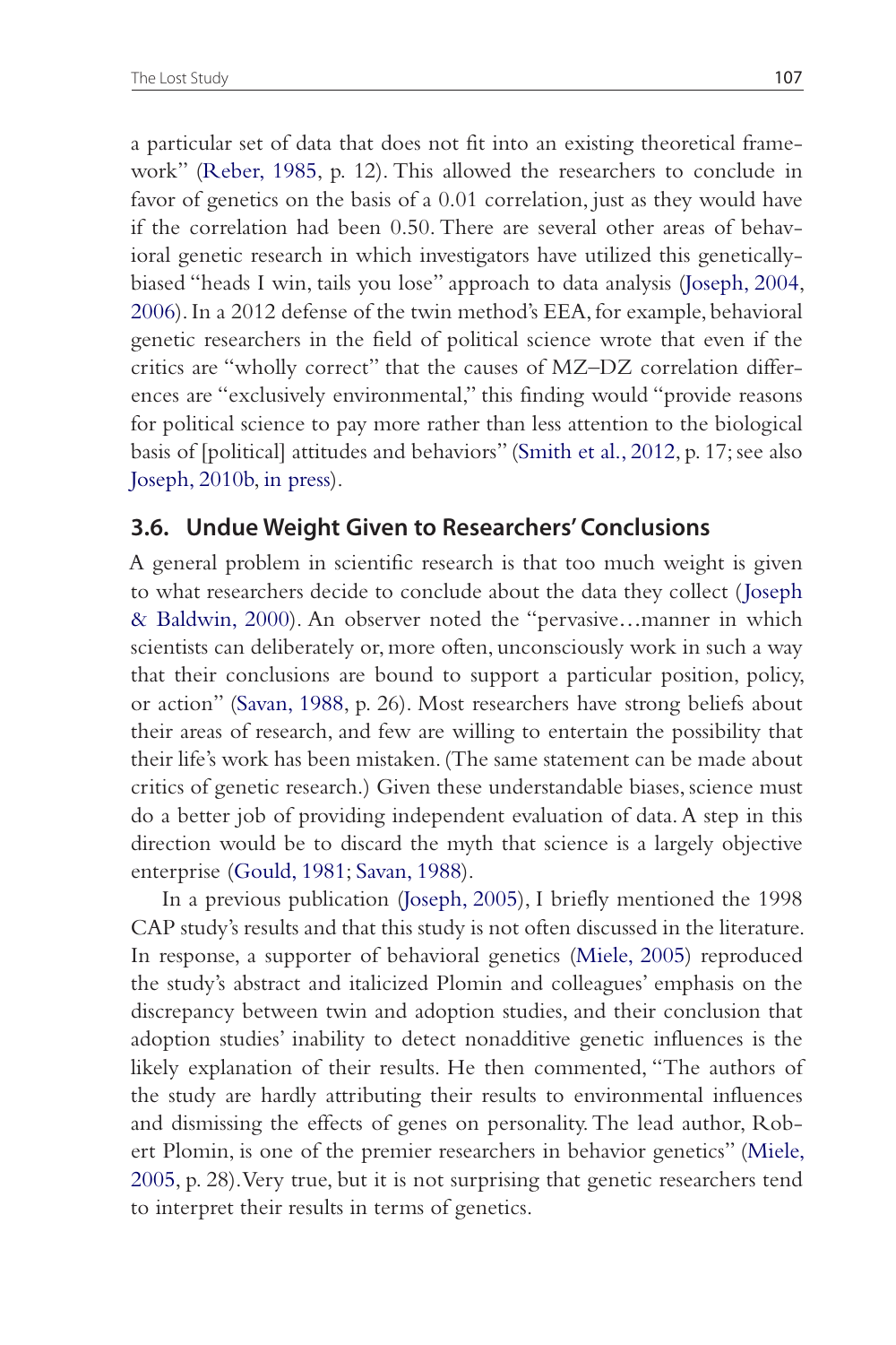a particular set of data that does not fit into an existing theoretical framework" (Reber, 1985, p. 12). This allowed the researchers to conclude in favor of genetics on the basis of a 0.01 correlation, just as they would have if the correlation had been 0.50. There are several other areas of behavioral genetic research in which investigators have utilized this genetically-biased "heads I win, tails you lose" approach to data analysis (Joseph, 2004, 2006). In a 2012 defense of the twin method's EEA, for example, behavioral genetic researchers in the field of political science wrote that even if the critics are "wholly correct" that the causes of MZ–DZ correlation differences are "exclusively environmental," this finding would "provide reasons for political science to pay more rather than less attention to the biological basis of [political] attitudes and behaviors" (Smith et al., 2012, p. 17; see also Joseph, 2010b, in press).

### 3.6. Undue Weight Given to Researchers' Conclusions

A general problem in scientific research is that too much weight is given to what researchers decide to conclude about the data they collect (Joseph & Baldwin, 2000). An observer noted the "pervasive…manner in which scientists can deliberately or, more often, unconsciously work in such a way that their conclusions are bound to support a particular position, policy, or action" (Savan, 1988, p. 26). Most researchers have strong beliefs about their areas of research, and few are willing to entertain the possibility that their life's work has been mistaken. (The same statement can be made about critics of genetic research.) Given these understandable biases, science must do a better job of providing independent evaluation of data. A step in this direction would be to discard the myth that science is a largely objective enterprise (Gould, 1981; Savan, 1988).

In a previous publication (Joseph, 2005), I briefly mentioned the 1998 CAP study's results and that this study is not often discussed in the literature. In response, a supporter of behavioral genetics (Miele, 2005) reproduced the study's abstract and italicized Plomin and colleagues' emphasis on the discrepancy between twin and adoption studies, and their conclusion that adoption studies' inability to detect nonadditive genetic influences is the likely explanation of their results. He then commented, "The authors of the study are hardly attributing their results to environmental influences and dismissing the effects of genes on personality. The lead author, Robert Plomin, is one of the premier researchers in behavior genetics" (Miele, 2005, p. 28). Very true, but it is not surprising that genetic researchers tend to interpret their results in terms of genetics.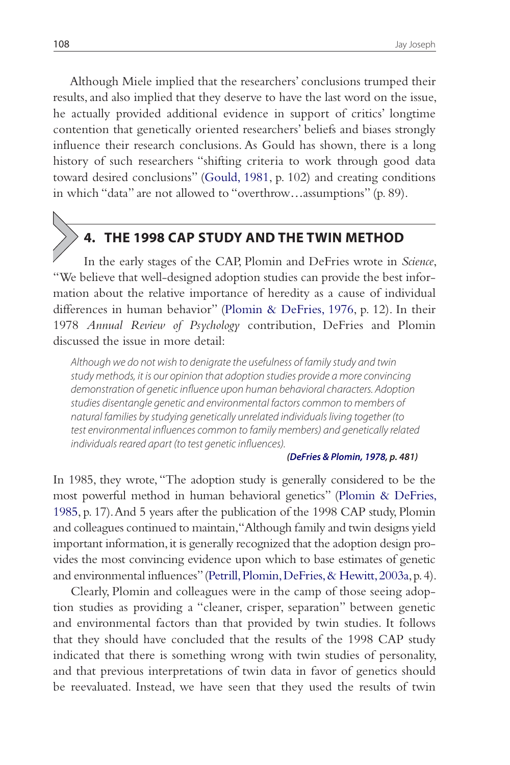Although Miele implied that the researchers' conclusions trumped their results, and also implied that they deserve to have the last word on the issue, he actually provided additional evidence in support of critics' longtime contention that genetically oriented researchers' beliefs and biases strongly influence their research conclusions. As Gould has shown, there is a long history of such researchers "shifting criteria to work through good data toward desired conclusions" (Gould, 1981, p. 102) and creating conditions in which "data" are not allowed to "overthrow…assumptions" (p. 89).

## 4. THE 1998 CAP STUDY AND THE TWIN METHOD

In the early stages of the CAP, Plomin and DeFries wrote in *Science*, "We believe that well-designed adoption studies can provide the best information about the relative importance of heredity as a cause of individual differences in human behavior" (Plomin & DeFries, 1976, p. 12). In their 1978 *Annual Review of Psychology* contribution, DeFries and Plomin discussed the issue in more detail:

> *Although we do not wish to denigrate the usefulness of family study and twin study methods, it is our opinion that adoption studies provide a more convincing demonstration of genetic influence upon human behavioral characters. Adoption studies disentangle genetic and environmental factors common to members of natural families by studying genetically unrelated individuals living together (to test environmental influences common to family members) and genetically related individuals reared apart (to test genetic influences).*
>
> ***(DeFries & Plomin, 1978, p. 481)***

In 1985, they wrote, "The adoption study is generally considered to be the most powerful method in human behavioral genetics" (Plomin & DeFries, 1985, p. 17). And 5 years after the publication of the 1998 CAP study, Plomin and colleagues continued to maintain, "Although family and twin designs yield important information, it is generally recognized that the adoption design provides the most convincing evidence upon which to base estimates of genetic and environmental influences" (Petrill, Plomin, DeFries, & Hewitt, 2003a, p. 4).

Clearly, Plomin and colleagues were in the camp of those seeing adoption studies as providing a "cleaner, crisper, separation" between genetic and environmental factors than that provided by twin studies. It follows that they should have concluded that the results of the 1998 CAP study indicated that there is something wrong with twin studies of personality, and that previous interpretations of twin data in favor of genetics should be reevaluated. Instead, we have seen that they used the results of twin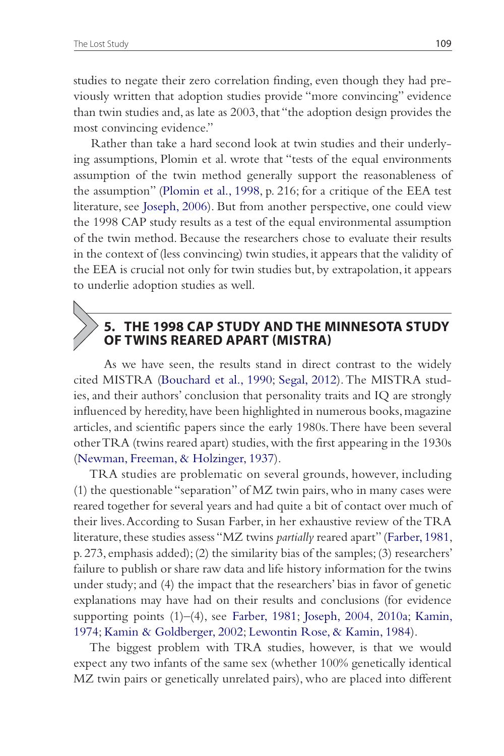studies to negate their zero correlation finding, even though they had previously written that adoption studies provide "more convincing" evidence than twin studies and, as late as 2003, that "the adoption design provides the most convincing evidence."

Rather than take a hard second look at twin studies and their underlying assumptions, Plomin et al. wrote that "tests of the equal environments assumption of the twin method generally support the reasonableness of the assumption" (Plomin et al., 1998, p. 216; for a critique of the EEA test literature, see Joseph, 2006). But from another perspective, one could view the 1998 CAP study results as a test of the equal environmental assumption of the twin method. Because the researchers chose to evaluate their results in the context of (less convincing) twin studies, it appears that the validity of the EEA is crucial not only for twin studies but, by extrapolation, it appears to underlie adoption studies as well.

## 5. THE 1998 CAP STUDY AND THE MINNESOTA STUDY OF TWINS REARED APART (MISTRA)

As we have seen, the results stand in direct contrast to the widely cited MISTRA (Bouchard et al., 1990; Segal, 2012). The MISTRA studies, and their authors' conclusion that personality traits and IQ are strongly influenced by heredity, have been highlighted in numerous books, magazine articles, and scientific papers since the early 1980s. There have been several other TRA (twins reared apart) studies, with the first appearing in the 1930s (Newman, Freeman, & Holzinger, 1937).

TRA studies are problematic on several grounds, however, including (1) the questionable "separation" of MZ twin pairs, who in many cases were reared together for several years and had quite a bit of contact over much of their lives. According to Susan Farber, in her exhaustive review of the TRA literature, these studies assess "MZ twins *partially* reared apart" (Farber, 1981, p. 273, emphasis added); (2) the similarity bias of the samples; (3) researchers' failure to publish or share raw data and life history information for the twins under study; and (4) the impact that the researchers' bias in favor of genetic explanations may have had on their results and conclusions (for evidence supporting points (1)–(4), see Farber, 1981; Joseph, 2004, 2010a; Kamin, 1974; Kamin & Goldberger, 2002; Lewontin Rose, & Kamin, 1984).

The biggest problem with TRA studies, however, is that we would expect any two infants of the same sex (whether 100% genetically identical MZ twin pairs or genetically unrelated pairs), who are placed into different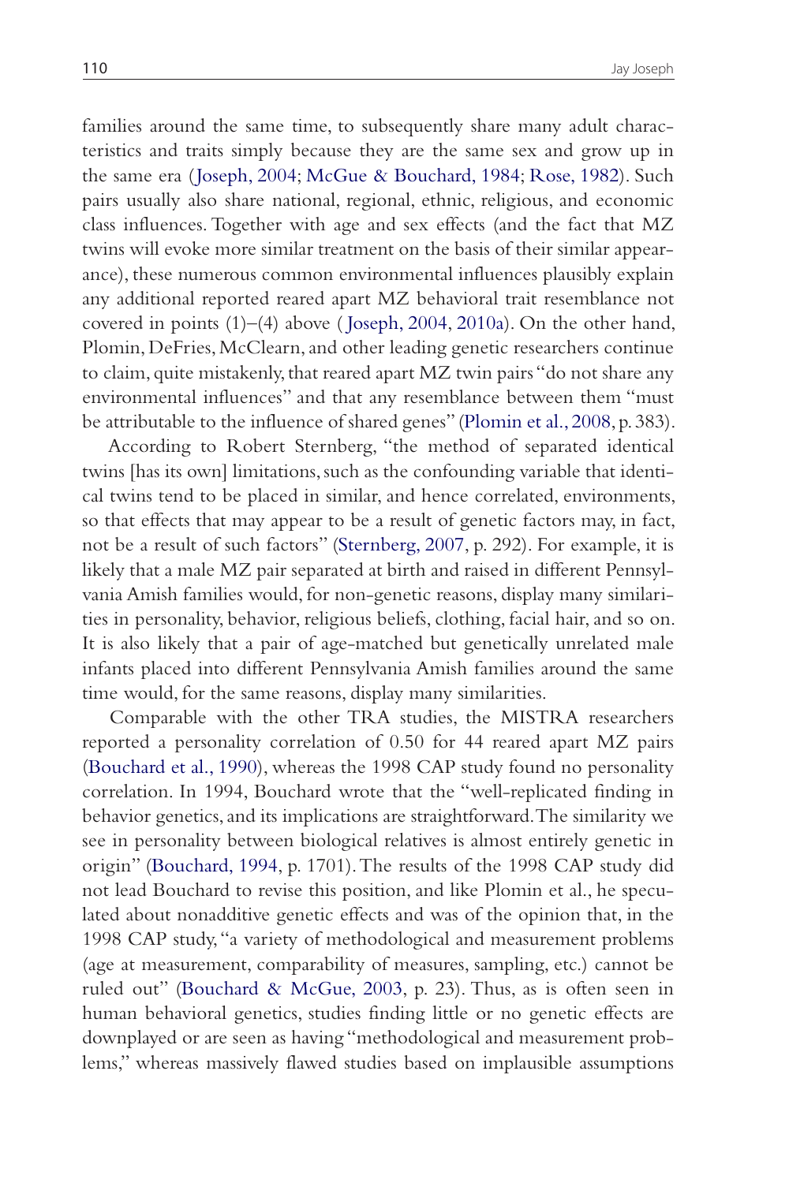families around the same time, to subsequently share many adult characteristics and traits simply because they are the same sex and grow up in the same era (Joseph, 2004; McGue & Bouchard, 1984; Rose, 1982). Such pairs usually also share national, regional, ethnic, religious, and economic class influences. Together with age and sex effects (and the fact that MZ twins will evoke more similar treatment on the basis of their similar appearance), these numerous common environmental influences plausibly explain any additional reported reared apart MZ behavioral trait resemblance not covered in points (1)–(4) above (Joseph, 2004, 2010a). On the other hand, Plomin, DeFries, McClearn, and other leading genetic researchers continue to claim, quite mistakenly, that reared apart MZ twin pairs "do not share any environmental influences" and that any resemblance between them "must be attributable to the influence of shared genes" (Plomin et al., 2008, p. 383).

According to Robert Sternberg, "the method of separated identical twins [has its own] limitations, such as the confounding variable that identical twins tend to be placed in similar, and hence correlated, environments, so that effects that may appear to be a result of genetic factors may, in fact, not be a result of such factors" (Sternberg, 2007, p. 292). For example, it is likely that a male MZ pair separated at birth and raised in different Pennsylvania Amish families would, for non-genetic reasons, display many similarities in personality, behavior, religious beliefs, clothing, facial hair, and so on. It is also likely that a pair of age-matched but genetically unrelated male infants placed into different Pennsylvania Amish families around the same time would, for the same reasons, display many similarities.

Comparable with the other TRA studies, the MISTRA researchers reported a personality correlation of 0.50 for 44 reared apart MZ pairs (Bouchard et al., 1990), whereas the 1998 CAP study found no personality correlation. In 1994, Bouchard wrote that the "well-replicated finding in behavior genetics, and its implications are straightforward. The similarity we see in personality between biological relatives is almost entirely genetic in origin" (Bouchard, 1994, p. 1701). The results of the 1998 CAP study did not lead Bouchard to revise this position, and like Plomin et al., he speculated about nonadditive genetic effects and was of the opinion that, in the 1998 CAP study, "a variety of methodological and measurement problems (age at measurement, comparability of measures, sampling, etc.) cannot be ruled out" (Bouchard & McGue, 2003, p. 23). Thus, as is often seen in human behavioral genetics, studies finding little or no genetic effects are downplayed or are seen as having "methodological and measurement problems," whereas massively flawed studies based on implausible assumptions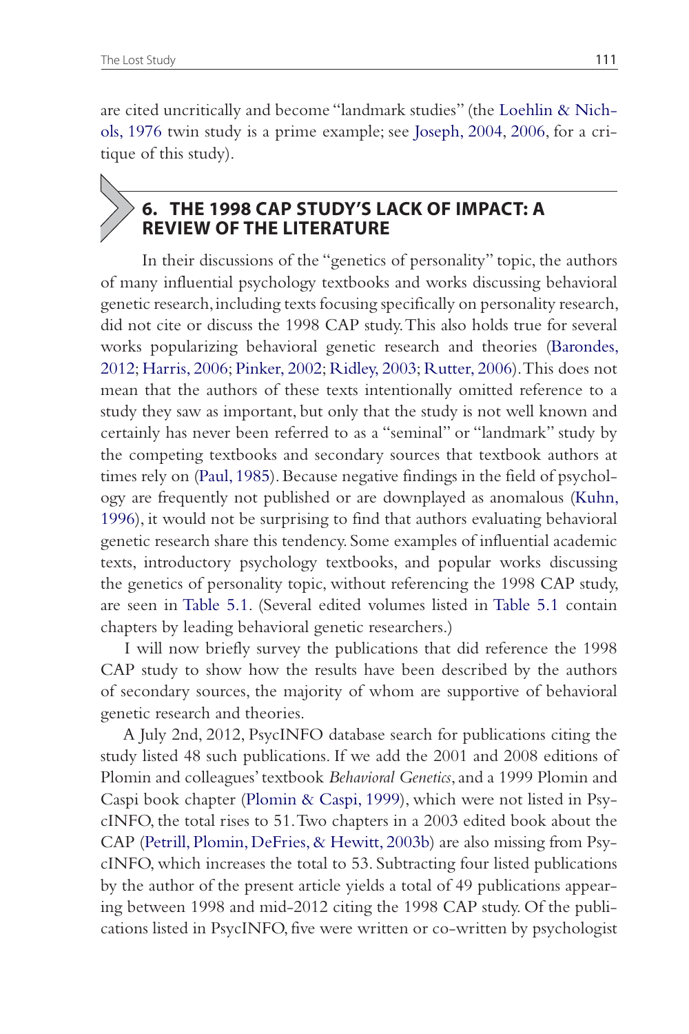are cited uncritically and become "landmark studies" (the Loehlin & Nichols, 1976 twin study is a prime example; see Joseph, 2004, 2006, for a critique of this study).

## 6. THE 1998 CAP STUDY'S LACK OF IMPACT: A REVIEW OF THE LITERATURE

In their discussions of the "genetics of personality" topic, the authors of many influential psychology textbooks and works discussing behavioral genetic research, including texts focusing specifically on personality research, did not cite or discuss the 1998 CAP study. This also holds true for several works popularizing behavioral genetic research and theories (Barondes, 2012; Harris, 2006; Pinker, 2002; Ridley, 2003; Rutter, 2006). This does not mean that the authors of these texts intentionally omitted reference to a study they saw as important, but only that the study is not well known and certainly has never been referred to as a "seminal" or "landmark" study by the competing textbooks and secondary sources that textbook authors at times rely on (Paul, 1985). Because negative findings in the field of psychology are frequently not published or are downplayed as anomalous (Kuhn, 1996), it would not be surprising to find that authors evaluating behavioral genetic research share this tendency. Some examples of influential academic texts, introductory psychology textbooks, and popular works discussing the genetics of personality topic, without referencing the 1998 CAP study, are seen in Table 5.1. (Several edited volumes listed in Table 5.1 contain chapters by leading behavioral genetic researchers.)

I will now briefly survey the publications that did reference the 1998 CAP study to show how the results have been described by the authors of secondary sources, the majority of whom are supportive of behavioral genetic research and theories.

A July 2nd, 2012, PsycINFO database search for publications citing the study listed 48 such publications. If we add the 2001 and 2008 editions of Plomin and colleagues' textbook *Behavioral Genetics*, and a 1999 Plomin and Caspi book chapter (Plomin & Caspi, 1999), which were not listed in PsycINFO, the total rises to 51. Two chapters in a 2003 edited book about the CAP (Petrill, Plomin, DeFries, & Hewitt, 2003b) are also missing from PsycINFO, which increases the total to 53. Subtracting four listed publications by the author of the present article yields a total of 49 publications appearing between 1998 and mid-2012 citing the 1998 CAP study. Of the publications listed in PsycINFO, five were written or co-written by psychologist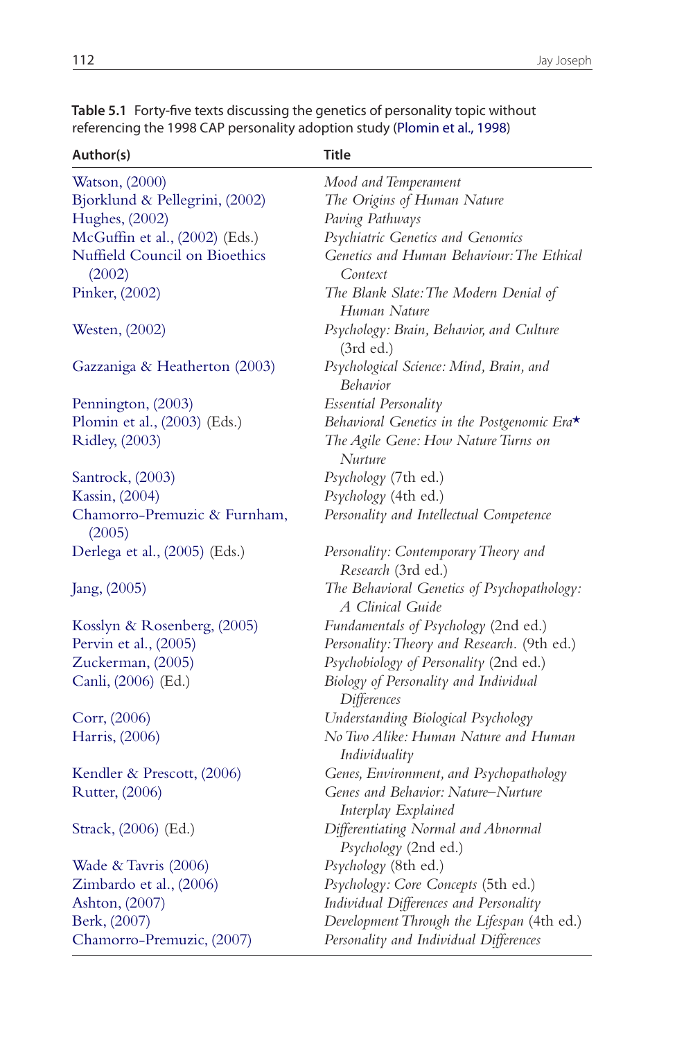**Table 5.1** Forty-five texts discussing the genetics of personality topic without referencing the 1998 CAP personality adoption study (Plomin et al., 1998)

| Author(s) | Title |
|---|---|
| Watson, (2000) | *Mood and Temperament* |
| Bjorklund & Pellegrini, (2002) | *The Origins of Human Nature* |
| Hughes, (2002) | *Paving Pathways* |
| McGuffin et al., (2002) (Eds.) | *Psychiatric Genetics and Genomics* |
| Nuffield Council on Bioethics (2002) | *Genetics and Human Behaviour: The Ethical Context* |
| Pinker, (2002) | *The Blank Slate: The Modern Denial of Human Nature* |
| Westen, (2002) | *Psychology: Brain, Behavior, and Culture* (3rd ed.) |
| Gazzaniga & Heatherton (2003) | *Psychological Science: Mind, Brain, and Behavior* |
| Pennington, (2003) | *Essential Personality* |
| Plomin et al., (2003) (Eds.) | *Behavioral Genetics in the Postgenomic Era*★ |
| Ridley, (2003) | *The Agile Gene: How Nature Turns on Nurture* |
| Santrock, (2003) | *Psychology* (7th ed.) |
| Kassin, (2004) | *Psychology* (4th ed.) |
| Chamorro-Premuzic & Furnham, (2005) | *Personality and Intellectual Competence* |
| Derlega et al., (2005) (Eds.) | *Personality: Contemporary Theory and Research* (3rd ed.) |
| Jang, (2005) | *The Behavioral Genetics of Psychopathology: A Clinical Guide* |
| Kosslyn & Rosenberg, (2005) | *Fundamentals of Psychology* (2nd ed.) |
| Pervin et al., (2005) | *Personality: Theory and Research.* (9th ed.) |
| Zuckerman, (2005) | *Psychobiology of Personality* (2nd ed.) |
| Canli, (2006) (Ed.) | *Biology of Personality and Individual Differences* |
| Corr, (2006) | *Understanding Biological Psychology* |
| Harris, (2006) | *No Two Alike: Human Nature and Human Individuality* |
| Kendler & Prescott, (2006) | *Genes, Environment, and Psychopathology* |
| Rutter, (2006) | *Genes and Behavior: Nature–Nurture Interplay Explained* |
| Strack, (2006) (Ed.) | *Differentiating Normal and Abnormal Psychology* (2nd ed.) |
| Wade & Tavris (2006) | *Psychology* (8th ed.) |
| Zimbardo et al., (2006) | *Psychology: Core Concepts* (5th ed.) |
| Ashton, (2007) | *Individual Differences and Personality* |
| Berk, (2007) | *Development Through the Lifespan* (4th ed.) |
| Chamorro-Premuzic, (2007) | *Personality and Individual Differences* |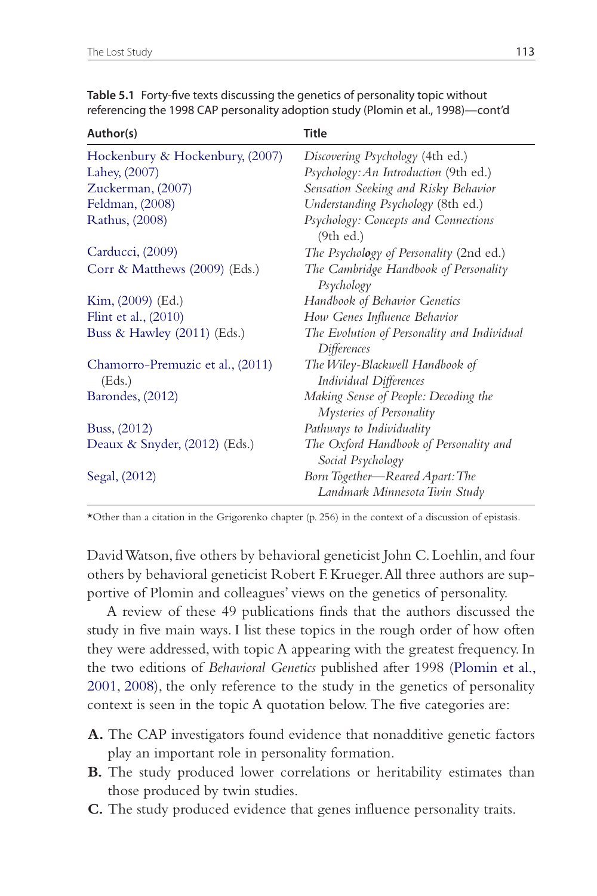**Table 5.1** Forty-five texts discussing the genetics of personality topic without referencing the 1998 CAP personality adoption study (Plomin et al., 1998)—cont'd

| Author(s) | Title |
|---|---|
| Hockenbury & Hockenbury, (2007) | *Discovering Psychology* (4th ed.) |
| Lahey, (2007) | *Psychology: An Introduction* (9th ed.) |
| Zuckerman, (2007) | *Sensation Seeking and Risky Behavior* |
| Feldman, (2008) | *Understanding Psychology* (8th ed.) |
| Rathus, (2008) | *Psychology: Concepts and Connections* (9th ed.) |
| Carducci, (2009) | *The Psychology of Personality* (2nd ed.) |
| Corr & Matthews (2009) (Eds.) | *The Cambridge Handbook of Personality Psychology* |
| Kim, (2009) (Ed.) | *Handbook of Behavior Genetics* |
| Flint et al., (2010) | *How Genes Influence Behavior* |
| Buss & Hawley (2011) (Eds.) | *The Evolution of Personality and Individual Differences* |
| Chamorro-Premuzic et al., (2011) (Eds.) | *The Wiley-Blackwell Handbook of Individual Differences* |
| Barondes, (2012) | *Making Sense of People: Decoding the Mysteries of Personality* |
| Buss, (2012) | *Pathways to Individuality* |
| Deaux & Snyder, (2012) (Eds.) | *The Oxford Handbook of Personality and Social Psychology* |
| Segal, (2012) | *Born Together—Reared Apart: The Landmark Minnesota Twin Study* |

*Other than a citation in the Grigorenko chapter (p. 256) in the context of a discussion of epistasis.

David Watson, five others by behavioral geneticist John C. Loehlin, and four others by behavioral geneticist Robert F. Krueger. All three authors are supportive of Plomin and colleagues' views on the genetics of personality.

A review of these 49 publications finds that the authors discussed the study in five main ways. I list these topics in the rough order of how often they were addressed, with topic A appearing with the greatest frequency. In the two editions of *Behavioral Genetics* published after 1998 (Plomin et al., 2001, 2008), the only reference to the study in the genetics of personality context is seen in the topic A quotation below. The five categories are:

**A.** The CAP investigators found evidence that nonadditive genetic factors play an important role in personality formation.

**B.** The study produced lower correlations or heritability estimates than those produced by twin studies.

**C.** The study produced evidence that genes influence personality traits.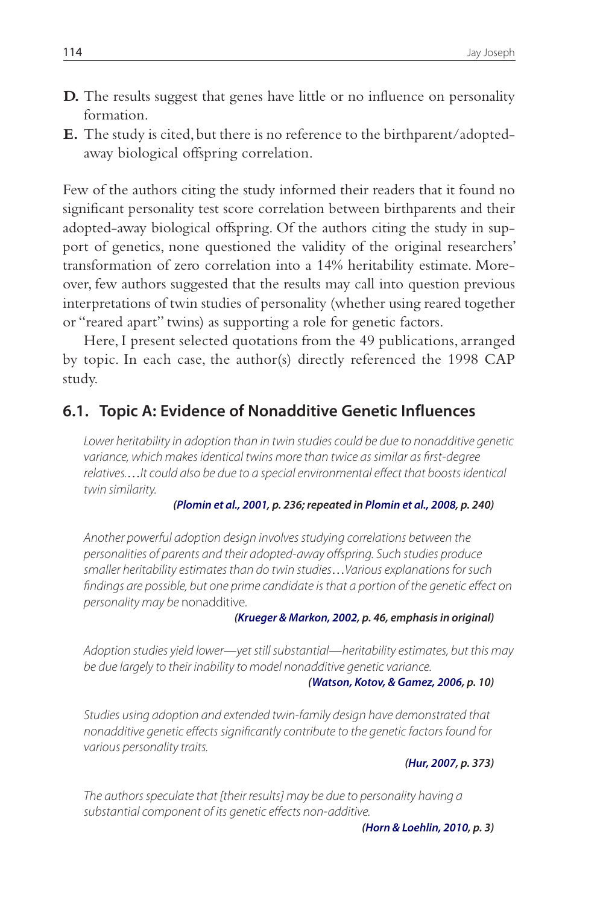**D.** The results suggest that genes have little or no influence on personality formation.

**E.** The study is cited, but there is no reference to the birthparent/adopted-away biological offspring correlation.

Few of the authors citing the study informed their readers that it found no significant personality test score correlation between birthparents and their adopted-away biological offspring. Of the authors citing the study in support of genetics, none questioned the validity of the original researchers' transformation of zero correlation into a 14% heritability estimate. Moreover, few authors suggested that the results may call into question previous interpretations of twin studies of personality (whether using reared together or "reared apart" twins) as supporting a role for genetic factors.

Here, I present selected quotations from the 49 publications, arranged by topic. In each case, the author(s) directly referenced the 1998 CAP study.

## 6.1. Topic A: Evidence of Nonadditive Genetic Influences

> *Lower heritability in adoption than in twin studies could be due to nonadditive genetic variance, which makes identical twins more than twice as similar as first-degree relatives.…It could also be due to a special environmental effect that boosts identical twin similarity.*
>
> ***(Plomin et al., 2001, p. 236; repeated in Plomin et al., 2008, p. 240)***

> *Another powerful adoption design involves studying correlations between the personalities of parents and their adopted-away offspring. Such studies produce smaller heritability estimates than do twin studies…Various explanations for such findings are possible, but one prime candidate is that a portion of the genetic effect on personality may be* nonadditive.
>
> ***(Krueger & Markon, 2002, p. 46, emphasis in original)***

> *Adoption studies yield lower—yet still substantial—heritability estimates, but this may be due largely to their inability to model nonadditive genetic variance.*
>
> ***(Watson, Kotov, & Gamez, 2006, p. 10)***

> *Studies using adoption and extended twin-family design have demonstrated that nonadditive genetic effects significantly contribute to the genetic factors found for various personality traits.*
>
> ***(Hur, 2007, p. 373)***

> *The authors speculate that [their results] may be due to personality having a substantial component of its genetic effects non-additive.*
>
> ***(Horn & Loehlin, 2010, p. 3)***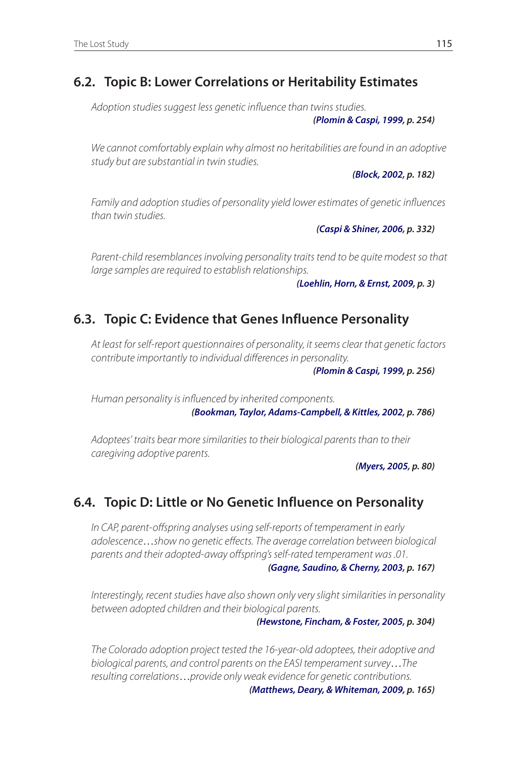## 6.2. Topic B: Lower Correlations or Heritability Estimates

> *Adoption studies suggest less genetic influence than twins studies.*
>
> **(Plomin & Caspi, 1999, p. 254)**

> *We cannot comfortably explain why almost no heritabilities are found in an adoptive study but are substantial in twin studies.*
>
> **(Block, 2002, p. 182)**

> *Family and adoption studies of personality yield lower estimates of genetic influences than twin studies.*
>
> **(Caspi & Shiner, 2006, p. 332)**

> *Parent-child resemblances involving personality traits tend to be quite modest so that large samples are required to establish relationships.*
>
> **(Loehlin, Horn, & Ernst, 2009, p. 3)**

## 6.3. Topic C: Evidence that Genes Influence Personality

> *At least for self-report questionnaires of personality, it seems clear that genetic factors contribute importantly to individual differences in personality.*
>
> **(Plomin & Caspi, 1999, p. 256)**

> *Human personality is influenced by inherited components.*
>
> **(Bookman, Taylor, Adams-Campbell, & Kittles, 2002, p. 786)**

> *Adoptees' traits bear more similarities to their biological parents than to their caregiving adoptive parents.*
>
> **(Myers, 2005, p. 80)**

## 6.4. Topic D: Little or No Genetic Influence on Personality

> *In CAP, parent-offspring analyses using self-reports of temperament in early adolescence…show no genetic effects. The average correlation between biological parents and their adopted-away offspring's self-rated temperament was .01.*
>
> **(Gagne, Saudino, & Cherny, 2003, p. 167)**

> *Interestingly, recent studies have also shown only very slight similarities in personality between adopted children and their biological parents.*
>
> **(Hewstone, Fincham, & Foster, 2005, p. 304)**

> *The Colorado adoption project tested the 16-year-old adoptees, their adoptive and biological parents, and control parents on the EASI temperament survey…The resulting correlations…provide only weak evidence for genetic contributions.*
>
> **(Matthews, Deary, & Whiteman, 2009, p. 165)**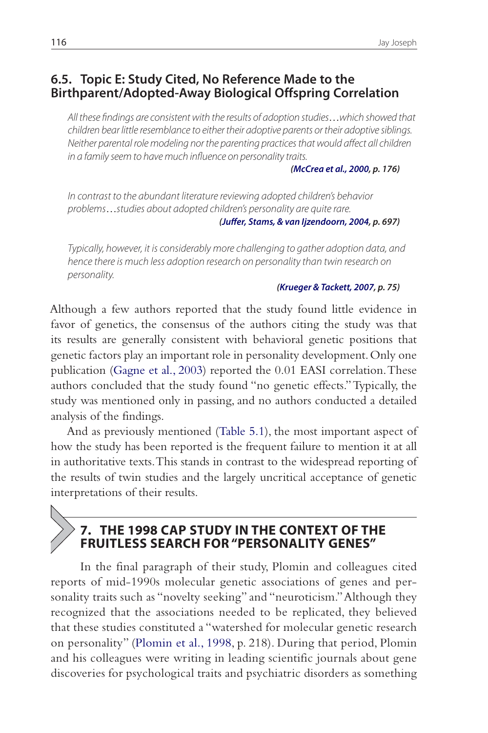### 6.5. Topic E: Study Cited, No Reference Made to the Birthparent/Adopted-Away Biological Offspring Correlation

> *All these findings are consistent with the results of adoption studies…which showed that children bear little resemblance to either their adoptive parents or their adoptive siblings. Neither parental role modeling nor the parenting practices that would affect all children in a family seem to have much influence on personality traits.*
>
> ***(McCrea et al., 2000, p. 176)***

> *In contrast to the abundant literature reviewing adopted children's behavior problems…studies about adopted children's personality are quite rare.*
>
> ***(Juffer, Stams, & van Ijzendoorn, 2004, p. 697)***

> *Typically, however, it is considerably more challenging to gather adoption data, and hence there is much less adoption research on personality than twin research on personality.*
>
> ***(Krueger & Tackett, 2007, p. 75)***

Although a few authors reported that the study found little evidence in favor of genetics, the consensus of the authors citing the study was that its results are generally consistent with behavioral genetic positions that genetic factors play an important role in personality development. Only one publication (Gagne et al., 2003) reported the 0.01 EASI correlation. These authors concluded that the study found "no genetic effects." Typically, the study was mentioned only in passing, and no authors conducted a detailed analysis of the findings.

And as previously mentioned (Table 5.1), the most important aspect of how the study has been reported is the frequent failure to mention it at all in authoritative texts. This stands in contrast to the widespread reporting of the results of twin studies and the largely uncritical acceptance of genetic interpretations of their results.

## 7. THE 1998 CAP STUDY IN THE CONTEXT OF THE FRUITLESS SEARCH FOR "PERSONALITY GENES"

In the final paragraph of their study, Plomin and colleagues cited reports of mid-1990s molecular genetic associations of genes and personality traits such as "novelty seeking" and "neuroticism." Although they recognized that the associations needed to be replicated, they believed that these studies constituted a "watershed for molecular genetic research on personality" (Plomin et al., 1998, p. 218). During that period, Plomin and his colleagues were writing in leading scientific journals about gene discoveries for psychological traits and psychiatric disorders as something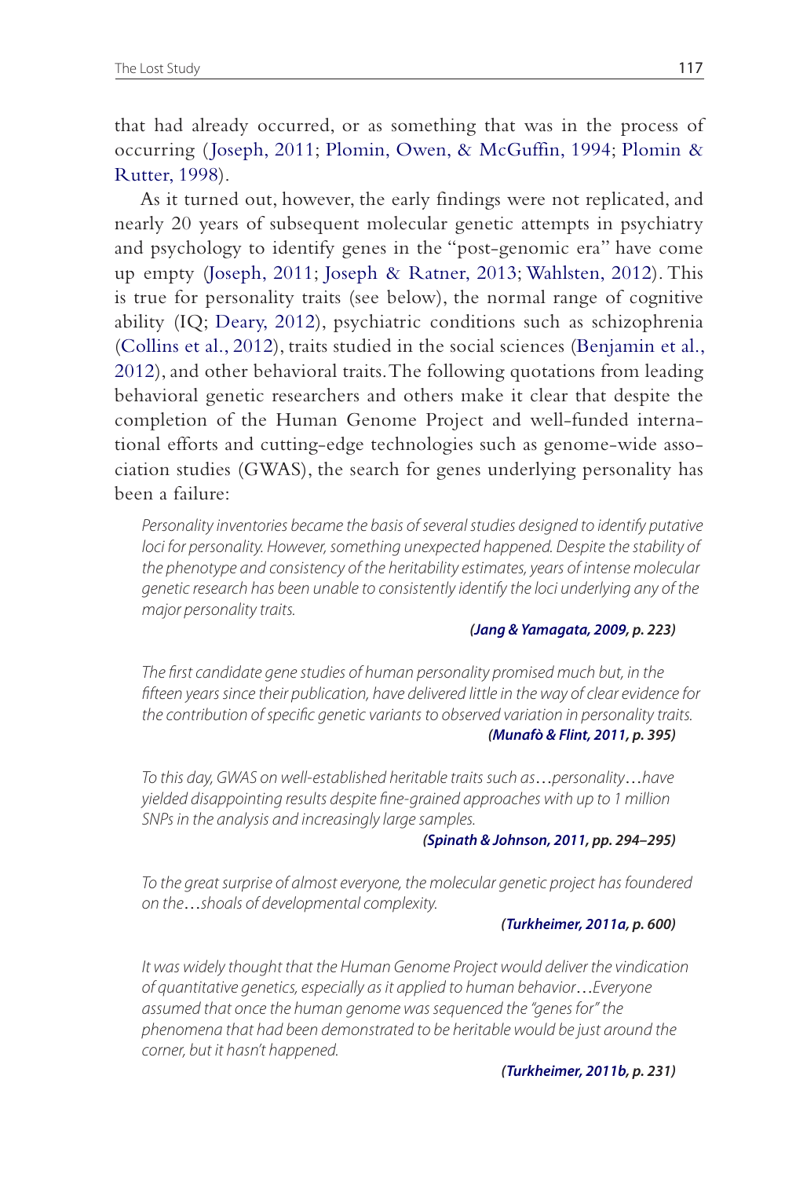that had already occurred, or as something that was in the process of occurring (Joseph, 2011; Plomin, Owen, & McGuffin, 1994; Plomin & Rutter, 1998).

As it turned out, however, the early findings were not replicated, and nearly 20 years of subsequent molecular genetic attempts in psychiatry and psychology to identify genes in the "post-genomic era" have come up empty (Joseph, 2011; Joseph & Ratner, 2013; Wahlsten, 2012). This is true for personality traits (see below), the normal range of cognitive ability (IQ; Deary, 2012), psychiatric conditions such as schizophrenia (Collins et al., 2012), traits studied in the social sciences (Benjamin et al., 2012), and other behavioral traits. The following quotations from leading behavioral genetic researchers and others make it clear that despite the completion of the Human Genome Project and well-funded international efforts and cutting-edge technologies such as genome-wide association studies (GWAS), the search for genes underlying personality has been a failure:

> *Personality inventories became the basis of several studies designed to identify putative loci for personality. However, something unexpected happened. Despite the stability of the phenotype and consistency of the heritability estimates, years of intense molecular genetic research has been unable to consistently identify the loci underlying any of the major personality traits.*
>
> ***(Jang & Yamagata, 2009, p. 223)***

> *The first candidate gene studies of human personality promised much but, in the fifteen years since their publication, have delivered little in the way of clear evidence for the contribution of specific genetic variants to observed variation in personality traits.*
>
> ***(Munafò & Flint, 2011, p. 395)***

> *To this day, GWAS on well-established heritable traits such as…personality…have yielded disappointing results despite fine-grained approaches with up to 1 million SNPs in the analysis and increasingly large samples.*
>
> ***(Spinath & Johnson, 2011, pp. 294–295)***

> *To the great surprise of almost everyone, the molecular genetic project has foundered on the…shoals of developmental complexity.*
>
> ***(Turkheimer, 2011a, p. 600)***

> *It was widely thought that the Human Genome Project would deliver the vindication of quantitative genetics, especially as it applied to human behavior…Everyone assumed that once the human genome was sequenced the "genes for" the phenomena that had been demonstrated to be heritable would be just around the corner, but it hasn't happened.*
>
> ***(Turkheimer, 2011b, p. 231)***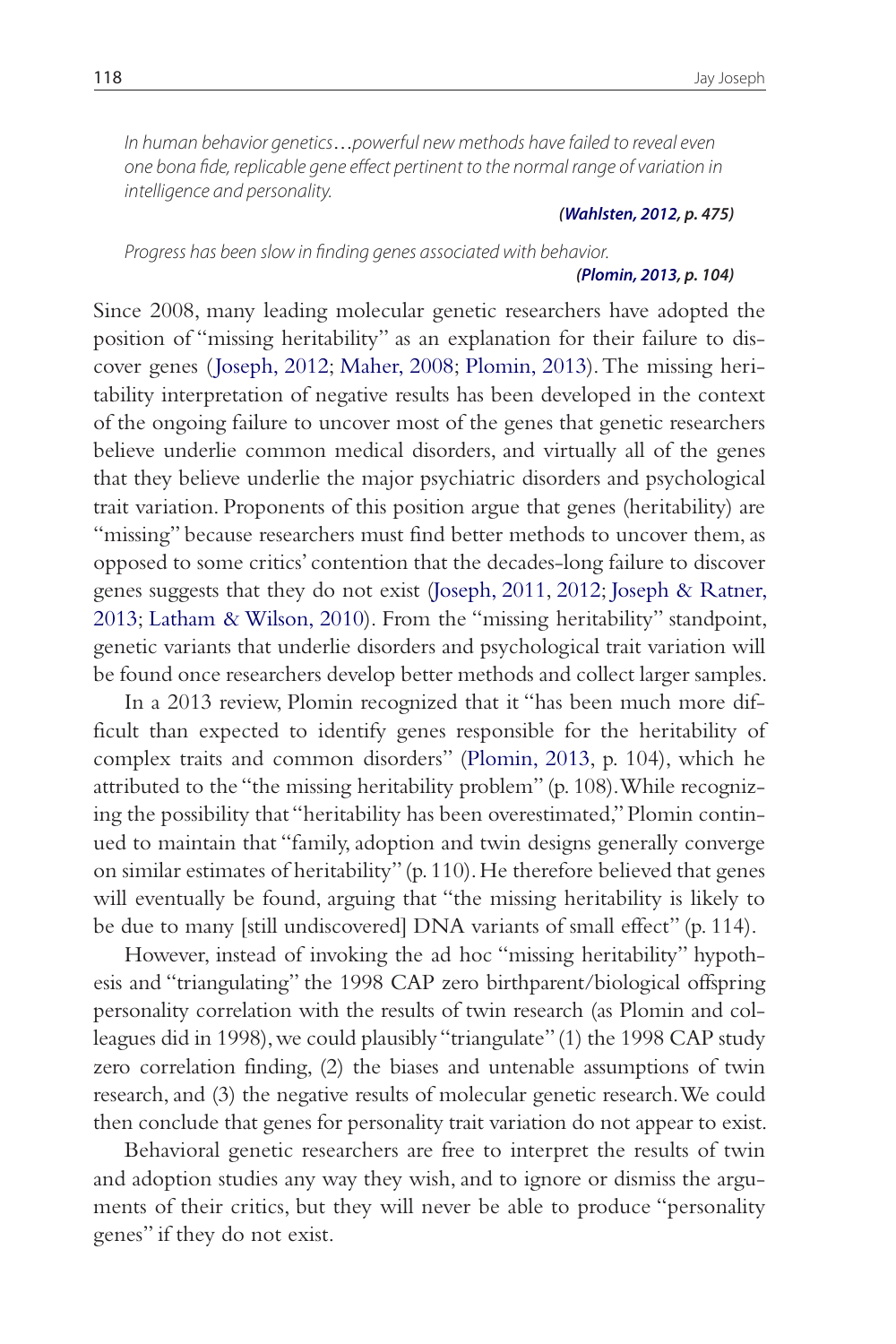*In human behavior genetics…powerful new methods have failed to reveal even one bona fide, replicable gene effect pertinent to the normal range of variation in intelligence and personality.*

***(Wahlsten, 2012, p. 475)***

*Progress has been slow in finding genes associated with behavior.*

***(Plomin, 2013, p. 104)***

Since 2008, many leading molecular genetic researchers have adopted the position of "missing heritability" as an explanation for their failure to discover genes (Joseph, 2012; Maher, 2008; Plomin, 2013). The missing heritability interpretation of negative results has been developed in the context of the ongoing failure to uncover most of the genes that genetic researchers believe underlie common medical disorders, and virtually all of the genes that they believe underlie the major psychiatric disorders and psychological trait variation. Proponents of this position argue that genes (heritability) are "missing" because researchers must find better methods to uncover them, as opposed to some critics' contention that the decades-long failure to discover genes suggests that they do not exist (Joseph, 2011, 2012; Joseph & Ratner, 2013; Latham & Wilson, 2010). From the "missing heritability" standpoint, genetic variants that underlie disorders and psychological trait variation will be found once researchers develop better methods and collect larger samples.

In a 2013 review, Plomin recognized that it "has been much more difficult than expected to identify genes responsible for the heritability of complex traits and common disorders" (Plomin, 2013, p. 104), which he attributed to the "the missing heritability problem" (p. 108). While recognizing the possibility that "heritability has been overestimated," Plomin continued to maintain that "family, adoption and twin designs generally converge on similar estimates of heritability" (p. 110). He therefore believed that genes will eventually be found, arguing that "the missing heritability is likely to be due to many [still undiscovered] DNA variants of small effect" (p. 114).

However, instead of invoking the ad hoc "missing heritability" hypothesis and "triangulating" the 1998 CAP zero birthparent/biological offspring personality correlation with the results of twin research (as Plomin and colleagues did in 1998), we could plausibly "triangulate" (1) the 1998 CAP study zero correlation finding, (2) the biases and untenable assumptions of twin research, and (3) the negative results of molecular genetic research. We could then conclude that genes for personality trait variation do not appear to exist.

Behavioral genetic researchers are free to interpret the results of twin and adoption studies any way they wish, and to ignore or dismiss the arguments of their critics, but they will never be able to produce "personality genes" if they do not exist.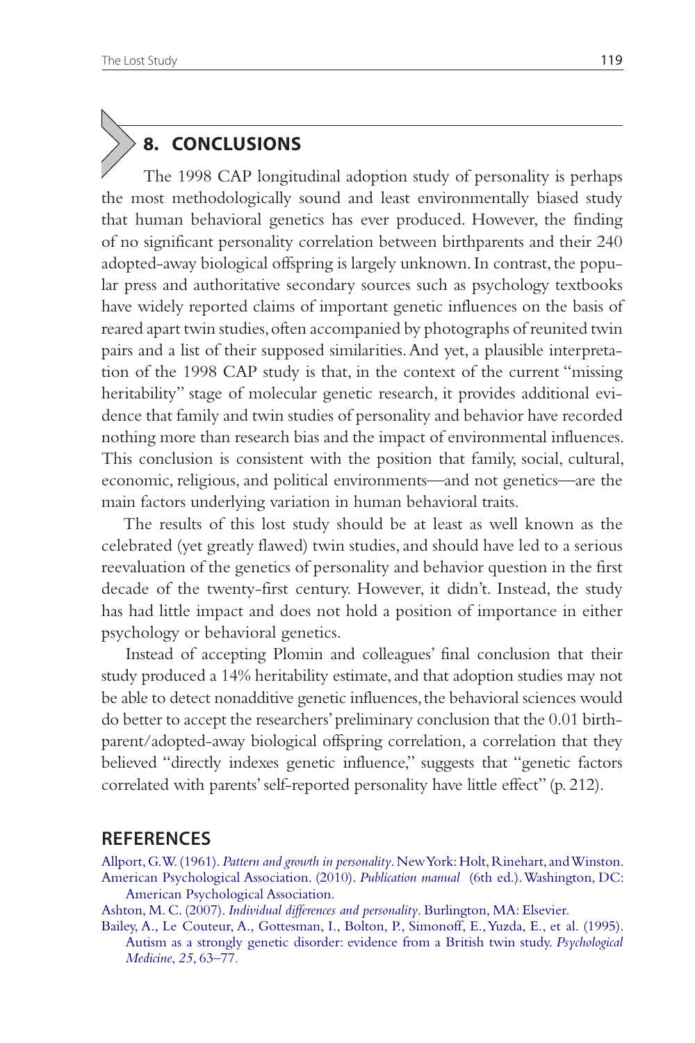## 8. CONCLUSIONS

The 1998 CAP longitudinal adoption study of personality is perhaps the most methodologically sound and least environmentally biased study that human behavioral genetics has ever produced. However, the finding of no significant personality correlation between birthparents and their 240 adopted-away biological offspring is largely unknown. In contrast, the popular press and authoritative secondary sources such as psychology textbooks have widely reported claims of important genetic influences on the basis of reared apart twin studies, often accompanied by photographs of reunited twin pairs and a list of their supposed similarities. And yet, a plausible interpretation of the 1998 CAP study is that, in the context of the current "missing heritability" stage of molecular genetic research, it provides additional evidence that family and twin studies of personality and behavior have recorded nothing more than research bias and the impact of environmental influences. This conclusion is consistent with the position that family, social, cultural, economic, religious, and political environments—and not genetics—are the main factors underlying variation in human behavioral traits.

The results of this lost study should be at least as well known as the celebrated (yet greatly flawed) twin studies, and should have led to a serious reevaluation of the genetics of personality and behavior question in the first decade of the twenty-first century. However, it didn't. Instead, the study has had little impact and does not hold a position of importance in either psychology or behavioral genetics.

Instead of accepting Plomin and colleagues' final conclusion that their study produced a 14% heritability estimate, and that adoption studies may not be able to detect nonadditive genetic influences, the behavioral sciences would do better to accept the researchers' preliminary conclusion that the 0.01 birthparent/adopted-away biological offspring correlation, a correlation that they believed "directly indexes genetic influence," suggests that "genetic factors correlated with parents' self-reported personality have little effect" (p. 212).

## REFERENCES

Allport, G.W. (1961). *Pattern and growth in personality*. New York: Holt, Rinehart, and Winston.

American Psychological Association. (2010). *Publication manual* (6th ed.). Washington, DC: American Psychological Association.

Ashton, M. C. (2007). *Individual differences and personality*. Burlington, MA: Elsevier.

Bailey, A., Le Couteur, A., Gottesman, I., Bolton, P., Simonoff, E., Yuzda, E., et al. (1995). Autism as a strongly genetic disorder: evidence from a British twin study. *Psychological Medicine*, *25*, 63–77.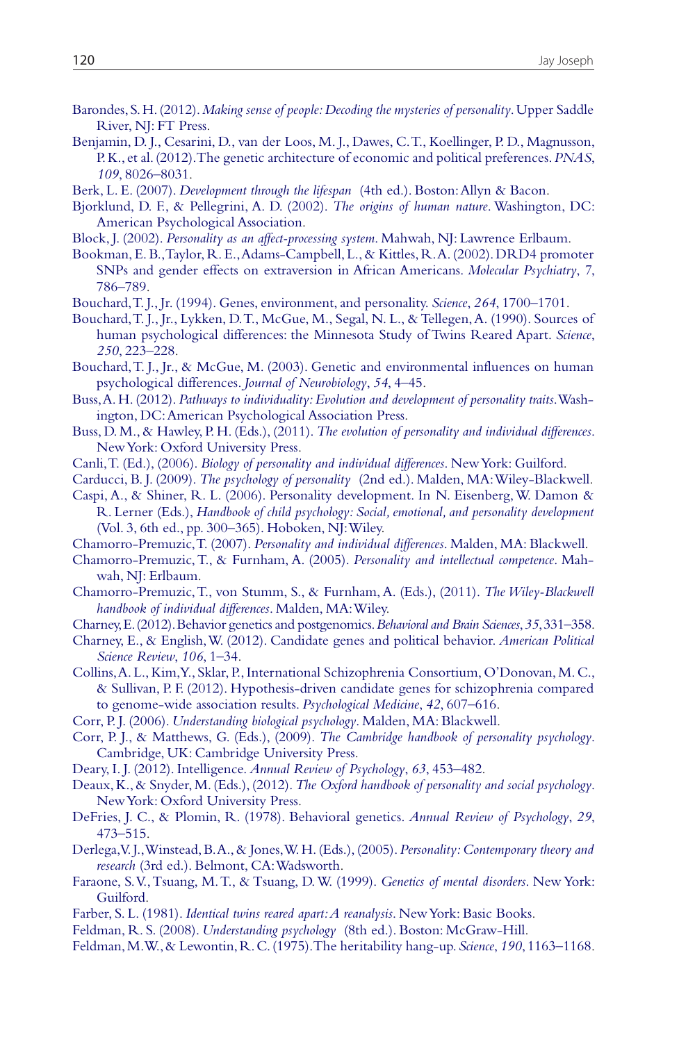Barondes, S. H. (2012). *Making sense of people: Decoding the mysteries of personality*. Upper Saddle River, NJ: FT Press.

Benjamin, D. J., Cesarini, D., van der Loos, M. J., Dawes, C. T., Koellinger, P. D., Magnusson, P. K., et al. (2012). The genetic architecture of economic and political preferences. *PNAS*, *109*, 8026–8031.

Berk, L. E. (2007). *Development through the lifespan* (4th ed.). Boston: Allyn & Bacon.

Bjorklund, D. F., & Pellegrini, A. D. (2002). *The origins of human nature*. Washington, DC: American Psychological Association.

Block, J. (2002). *Personality as an affect-processing system*. Mahwah, NJ: Lawrence Erlbaum.

Bookman, E. B., Taylor, R. E., Adams-Campbell, L., & Kittles, R. A. (2002). DRD4 promoter SNPs and gender effects on extraversion in African Americans. *Molecular Psychiatry*, *7*, 786–789.

Bouchard, T. J., Jr. (1994). Genes, environment, and personality. *Science*, *264*, 1700–1701.

Bouchard, T. J., Jr., Lykken, D. T., McGue, M., Segal, N. L., & Tellegen, A. (1990). Sources of human psychological differences: the Minnesota Study of Twins Reared Apart. *Science*, *250*, 223–228.

Bouchard, T. J., Jr., & McGue, M. (2003). Genetic and environmental influences on human psychological differences. *Journal of Neurobiology*, *54*, 4–45.

Buss, A. H. (2012). *Pathways to individuality: Evolution and development of personality traits*. Washington, DC: American Psychological Association Press.

Buss, D. M., & Hawley, P. H. (Eds.), (2011). *The evolution of personality and individual differences*. New York: Oxford University Press.

Canli, T. (Ed.), (2006). *Biology of personality and individual differences*. New York: Guilford.

Carducci, B. J. (2009). *The psychology of personality* (2nd ed.). Malden, MA: Wiley-Blackwell.

Caspi, A., & Shiner, R. L. (2006). Personality development. In N. Eisenberg, W. Damon & R. Lerner (Eds.), *Handbook of child psychology: Social, emotional, and personality development* (Vol. 3, 6th ed., pp. 300–365). Hoboken, NJ: Wiley.

Chamorro-Premuzic, T. (2007). *Personality and individual differences*. Malden, MA: Blackwell.

Chamorro-Premuzic, T., & Furnham, A. (2005). *Personality and intellectual competence*. Mahwah, NJ: Erlbaum.

Chamorro-Premuzic, T., von Stumm, S., & Furnham, A. (Eds.), (2011). *The Wiley-Blackwell handbook of individual differences*. Malden, MA: Wiley.

Charney, E. (2012). Behavior genetics and postgenomics. *Behavioral and Brain Sciences*, *35*, 331–358.

Charney, E., & English, W. (2012). Candidate genes and political behavior. *American Political Science Review*, *106*, 1–34.

Collins, A. L., Kim, Y., Sklar, P., International Schizophrenia Consortium, O'Donovan, M. C., & Sullivan, P. F. (2012). Hypothesis-driven candidate genes for schizophrenia compared to genome-wide association results. *Psychological Medicine*, *42*, 607–616.

Corr, P. J. (2006). *Understanding biological psychology*. Malden, MA: Blackwell.

Corr, P. J., & Matthews, G. (Eds.), (2009). *The Cambridge handbook of personality psychology*. Cambridge, UK: Cambridge University Press.

Deary, I. J. (2012). Intelligence. *Annual Review of Psychology*, *63*, 453–482.

Deaux, K., & Snyder, M. (Eds.), (2012). *The Oxford handbook of personality and social psychology*. New York: Oxford University Press.

DeFries, J. C., & Plomin, R. (1978). Behavioral genetics. *Annual Review of Psychology*, *29*, 473–515.

Derlega, V. J., Winstead, B. A., & Jones, W. H. (Eds.), (2005). *Personality: Contemporary theory and research* (3rd ed.). Belmont, CA: Wadsworth.

Faraone, S. V., Tsuang, M. T., & Tsuang, D. W. (1999). *Genetics of mental disorders*. New York: Guilford.

Farber, S. L. (1981). *Identical twins reared apart: A reanalysis*. New York: Basic Books.

Feldman, R. S. (2008). *Understanding psychology* (8th ed.). Boston: McGraw-Hill.

Feldman, M. W., & Lewontin, R. C. (1975). The heritability hang-up. *Science*, *190*, 1163–1168.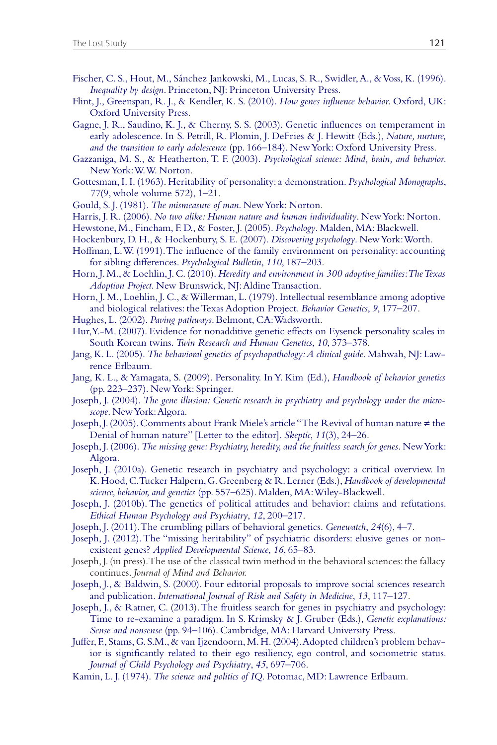Fischer, C. S., Hout, M., Sánchez Jankowski, M., Lucas, S. R., Swidler, A., & Voss, K. (1996). *Inequality by design*. Princeton, NJ: Princeton University Press.

Flint, J., Greenspan, R. J., & Kendler, K. S. (2010). *How genes influence behavior*. Oxford, UK: Oxford University Press.

Gagne, J. R., Saudino, K. J., & Cherny, S. S. (2003). Genetic influences on temperament in early adolescence. In S. Petrill, R. Plomin, J. DeFries & J. Hewitt (Eds.), *Nature, nurture, and the transition to early adolescence* (pp. 166–184). New York: Oxford University Press.

Gazzaniga, M. S., & Heatherton, T. F. (2003). *Psychological science: Mind, brain, and behavior*. New York: W. W. Norton.

Gottesman, I. I. (1963). Heritability of personality: a demonstration. *Psychological Monographs*, 77(9, whole volume 572), 1–21.

Gould, S. J. (1981). *The mismeasure of man*. New York: Norton.

Harris, J. R. (2006). *No two alike: Human nature and human individuality*. New York: Norton.

Hewstone, M., Fincham, F. D., & Foster, J. (2005). *Psychology*. Malden, MA: Blackwell.

Hockenbury, D. H., & Hockenbury, S. E. (2007). *Discovering psychology*. New York: Worth.

Hoffman, L. W. (1991). The influence of the family environment on personality: accounting for sibling differences. *Psychological Bulletin*, *110*, 187–203.

Horn, J. M., & Loehlin, J. C. (2010). *Heredity and environment in 300 adoptive families: The Texas Adoption Project*. New Brunswick, NJ: Aldine Transaction.

Horn, J. M., Loehlin, J. C., & Willerman, L. (1979). Intellectual resemblance among adoptive and biological relatives: the Texas Adoption Project. *Behavior Genetics*, *9*, 177–207.

Hughes, L. (2002). *Paving pathways*. Belmont, CA: Wadsworth.

Hur, Y.-M. (2007). Evidence for nonadditive genetic effects on Eysenck personality scales in South Korean twins. *Twin Research and Human Genetics*, *10*, 373–378.

Jang, K. L. (2005). *The behavioral genetics of psychopathology: A clinical guide*. Mahwah, NJ: Lawrence Erlbaum.

Jang, K. L., & Yamagata, S. (2009). Personality. In Y. Kim (Ed.), *Handbook of behavior genetics* (pp. 223–237). New York: Springer.

Joseph, J. (2004). *The gene illusion: Genetic research in psychiatry and psychology under the microscope*. New York: Algora.

Joseph, J. (2005). Comments about Frank Miele's article "The Revival of human nature ≠ the Denial of human nature" [Letter to the editor]. *Skeptic*, *11*(3), 24–26.

Joseph, J. (2006). *The missing gene: Psychiatry, heredity, and the fruitless search for genes*. New York: Algora.

Joseph, J. (2010a). Genetic research in psychiatry and psychology: a critical overview. In K. Hood, C. Tucker Halpern, G. Greenberg & R. Lerner (Eds.), *Handbook of developmental science, behavior, and genetics* (pp. 557–625). Malden, MA: Wiley-Blackwell.

Joseph, J. (2010b). The genetics of political attitudes and behavior: claims and refutations. *Ethical Human Psychology and Psychiatry*, *12*, 200–217.

Joseph, J. (2011). The crumbling pillars of behavioral genetics. *Genewatch*, *24*(6), 4–7.

Joseph, J. (2012). The "missing heritability" of psychiatric disorders: elusive genes or non-existent genes? *Applied Developmental Science*, *16*, 65–83.

Joseph, J. (in press). The use of the classical twin method in the behavioral sciences: the fallacy continues. *Journal of Mind and Behavior.*

Joseph, J., & Baldwin, S. (2000). Four editorial proposals to improve social sciences research and publication. *International Journal of Risk and Safety in Medicine*, *13*, 117–127.

Joseph, J., & Ratner, C. (2013). The fruitless search for genes in psychiatry and psychology: Time to re-examine a paradigm. In S. Krimsky & J. Gruber (Eds.), *Genetic explanations: Sense and nonsense* (pp. 94–106). Cambridge, MA: Harvard University Press.

Juffer, F., Stams, G. S.M., & van Ijzendoorn, M. H. (2004). Adopted children's problem behavior is significantly related to their ego resiliency, ego control, and sociometric status. *Journal of Child Psychology and Psychiatry*, *45*, 697–706.

Kamin, L. J. (1974). *The science and politics of IQ*. Potomac, MD: Lawrence Erlbaum.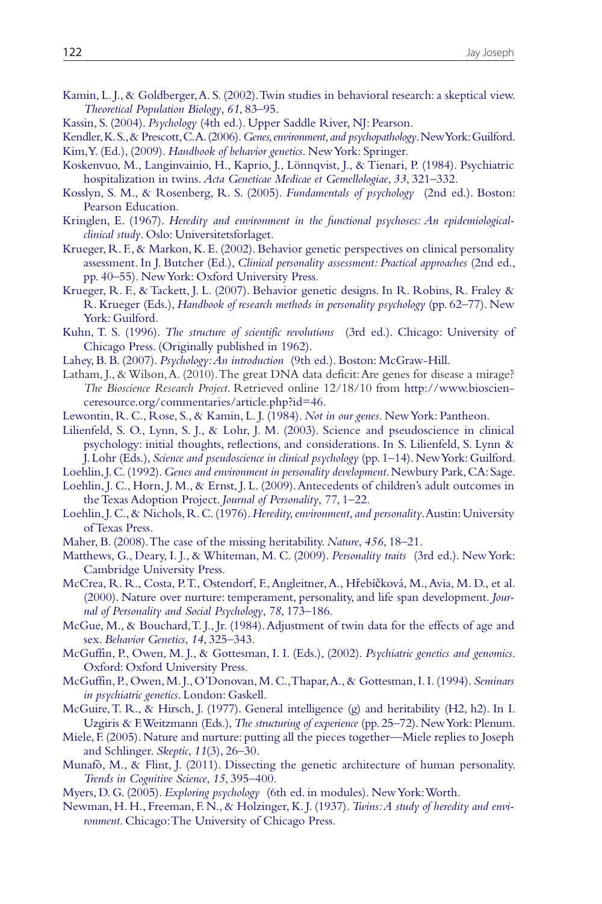Kamin, L. J., & Goldberger, A. S. (2002). Twin studies in behavioral research: a skeptical view. *Theoretical Population Biology*, *61*, 83–95.

Kassin, S. (2004). *Psychology* (4th ed.). Upper Saddle River, NJ: Pearson.

Kendler, K. S., & Prescott, C. A. (2006). *Genes, environment, and psychopathology*. New York: Guilford.

Kim, Y. (Ed.), (2009). *Handbook of behavior genetics*. New York: Springer.

Koskenvuo, M., Langinvainio, H., Kaprio, J., Lönnqvist, J., & Tienari, P. (1984). Psychiatric hospitalization in twins. *Acta Geneticae Medicae et Gemellologiae*, *33*, 321–332.

Kosslyn, S. M., & Rosenberg, R. S. (2005). *Fundamentals of psychology* (2nd ed.). Boston: Pearson Education.

Kringlen, E. (1967). *Heredity and environment in the functional psychoses: An epidemiological-clinical study*. Oslo: Universitetsforlaget.

Krueger, R. F., & Markon, K. E. (2002). Behavior genetic perspectives on clinical personality assessment. In J. Butcher (Ed.), *Clinical personality assessment: Practical approaches* (2nd ed., pp. 40–55). New York: Oxford University Press.

Krueger, R. F., & Tackett, J. L. (2007). Behavior genetic designs. In R. Robins, R. Fraley & R. Krueger (Eds.), *Handbook of research methods in personality psychology* (pp. 62–77). New York: Guilford.

Kuhn, T. S. (1996). *The structure of scientific revolutions* (3rd ed.). Chicago: University of Chicago Press. (Originally published in 1962).

Lahey, B. B. (2007). *Psychology: An introduction* (9th ed.). Boston: McGraw-Hill.

Latham, J., & Wilson, A. (2010). The great DNA data deficit: Are genes for disease a mirage? *The Bioscience Research Project*. Retrieved online 12/18/10 from http://www.bioscienceresource.org/commentaries/article.php?id=46.

Lewontin, R. C., Rose, S., & Kamin, L. J. (1984). *Not in our genes*. New York: Pantheon.

Lilienfeld, S. O., Lynn, S. J., & Lohr, J. M. (2003). Science and pseudoscience in clinical psychology: initial thoughts, reflections, and considerations. In S. Lilienfeld, S. Lynn & J. Lohr (Eds.), *Science and pseudoscience in clinical psychology* (pp. 1–14). New York: Guilford.

Loehlin, J. C. (1992). *Genes and environment in personality development*. Newbury Park, CA: Sage.

Loehlin, J. C., Horn, J. M., & Ernst, J. L. (2009). Antecedents of children's adult outcomes in the Texas Adoption Project. *Journal of Personality*, *77*, 1–22.

Loehlin, J. C., & Nichols, R. C. (1976). *Heredity, environment, and personality*. Austin: University of Texas Press.

Maher, B. (2008). The case of the missing heritability. *Nature*, *456*, 18–21.

Matthews, G., Deary, I. J., & Whiteman, M. C. (2009). *Personality traits* (3rd ed.). New York: Cambridge University Press.

McCrea, R. R., Costa, P. T., Ostendorf, F., Angleitner, A., Hřebíčková, M., Avia, M. D., et al. (2000). Nature over nurture: temperament, personality, and life span development. *Journal of Personality and Social Psychology*, *78*, 173–186.

McGue, M., & Bouchard, T. J., Jr. (1984). Adjustment of twin data for the effects of age and sex. *Behavior Genetics*, *14*, 325–343.

McGuffin, P., Owen, M. J., & Gottesman, I. I. (Eds.), (2002). *Psychiatric genetics and genomics*. Oxford: Oxford University Press.

McGuffin, P., Owen, M. J., O'Donovan, M. C., Thapar, A., & Gottesman, I. I. (1994). *Seminars in psychiatric genetics*. London: Gaskell.

McGuire, T. R., & Hirsch, J. (1977). General intelligence (g) and heritability (H2, h2). In I. Uzgiris & F. Weitzmann (Eds.), *The structuring of experience* (pp. 25–72). New York: Plenum.

Miele, F. (2005). Nature and nurture: putting all the pieces together—Miele replies to Joseph and Schlinger. *Skeptic*, *11*(3), 26–30.

Munafò, M., & Flint, J. (2011). Dissecting the genetic architecture of human personality. *Trends in Cognitive Science*, *15*, 395–400.

Myers, D. G. (2005). *Exploring psychology* (6th ed. in modules). New York: Worth.

Newman, H. H., Freeman, F. N., & Holzinger, K. J. (1937). *Twins: A study of heredity and environment*. Chicago: The University of Chicago Press.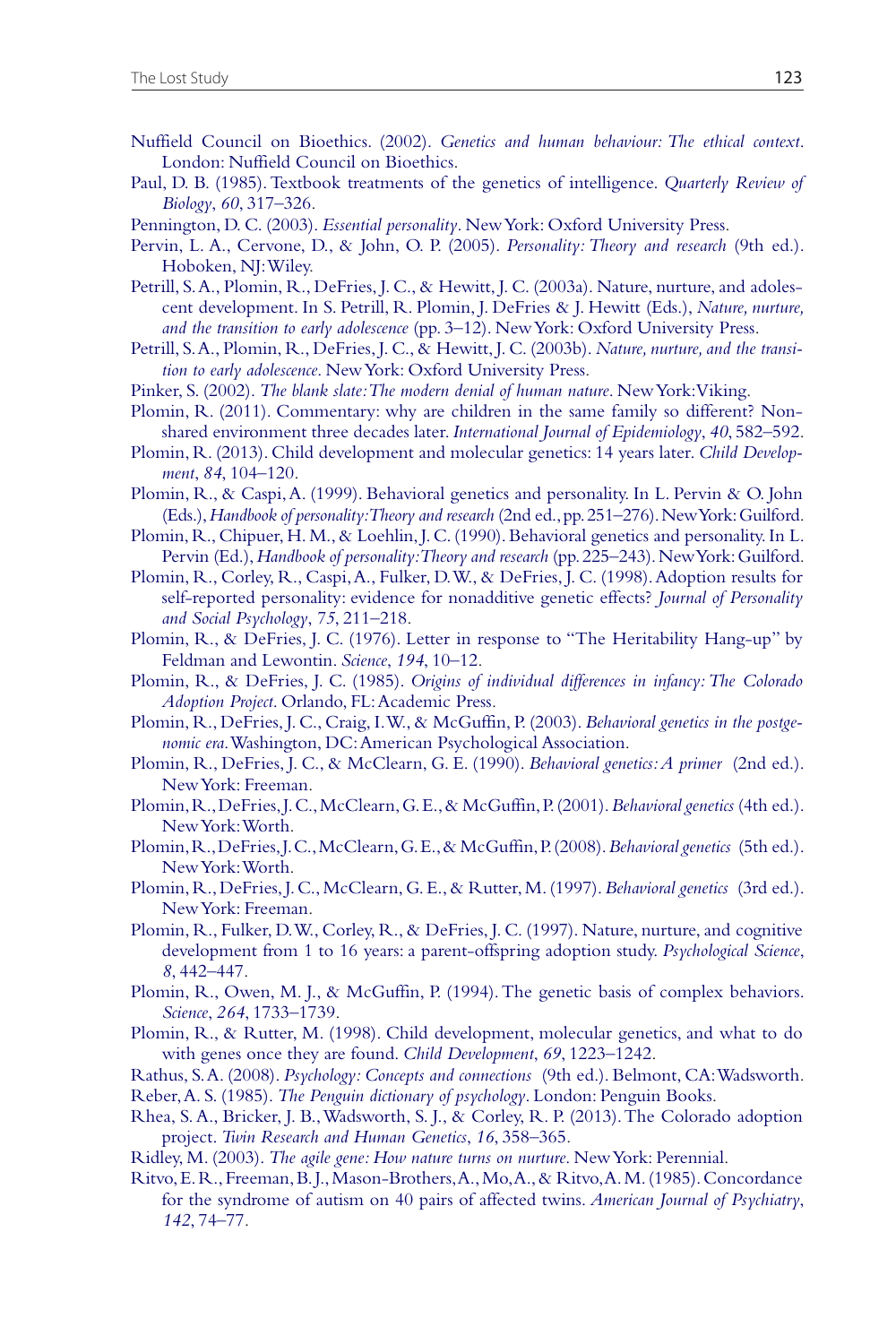Nuffield Council on Bioethics. (2002). *Genetics and human behaviour: The ethical context*. London: Nuffield Council on Bioethics.

Paul, D. B. (1985). Textbook treatments of the genetics of intelligence. *Quarterly Review of Biology*, *60*, 317–326.

Pennington, D. C. (2003). *Essential personality*. New York: Oxford University Press.

Pervin, L. A., Cervone, D., & John, O. P. (2005). *Personality: Theory and research* (9th ed.). Hoboken, NJ: Wiley.

Petrill, S. A., Plomin, R., DeFries, J. C., & Hewitt, J. C. (2003a). Nature, nurture, and adolescent development. In S. Petrill, R. Plomin, J. DeFries & J. Hewitt (Eds.), *Nature, nurture, and the transition to early adolescence* (pp. 3–12). New York: Oxford University Press.

Petrill, S. A., Plomin, R., DeFries, J. C., & Hewitt, J. C. (2003b). *Nature, nurture, and the transition to early adolescence*. New York: Oxford University Press.

Pinker, S. (2002). *The blank slate: The modern denial of human nature*. New York: Viking.

Plomin, R. (2011). Commentary: why are children in the same family so different? Non-shared environment three decades later. *International Journal of Epidemiology*, *40*, 582–592.

Plomin, R. (2013). Child development and molecular genetics: 14 years later. *Child Development*, *84*, 104–120.

Plomin, R., & Caspi, A. (1999). Behavioral genetics and personality. In L. Pervin & O. John (Eds.), *Handbook of personality: Theory and research* (2nd ed., pp. 251–276). New York: Guilford.

Plomin, R., Chipuer, H. M., & Loehlin, J. C. (1990). Behavioral genetics and personality. In L. Pervin (Ed.), *Handbook of personality: Theory and research* (pp. 225–243). New York: Guilford.

Plomin, R., Corley, R., Caspi, A., Fulker, D. W., & DeFries, J. C. (1998). Adoption results for self-reported personality: evidence for nonadditive genetic effects? *Journal of Personality and Social Psychology*, *75*, 211–218.

Plomin, R., & DeFries, J. C. (1976). Letter in response to "The Heritability Hang-up" by Feldman and Lewontin. *Science*, *194*, 10–12.

Plomin, R., & DeFries, J. C. (1985). *Origins of individual differences in infancy: The Colorado Adoption Project*. Orlando, FL: Academic Press.

Plomin, R., DeFries, J. C., Craig, I. W., & McGuffin, P. (2003). *Behavioral genetics in the postgenomic era*. Washington, DC: American Psychological Association.

Plomin, R., DeFries, J. C., & McClearn, G. E. (1990). *Behavioral genetics: A primer* (2nd ed.). New York: Freeman.

Plomin, R., DeFries, J. C., McClearn, G. E., & McGuffin, P. (2001). *Behavioral genetics* (4th ed.). New York: Worth.

Plomin, R., DeFries, J. C., McClearn, G. E., & McGuffin, P. (2008). *Behavioral genetics* (5th ed.). New York: Worth.

Plomin, R., DeFries, J. C., McClearn, G. E., & Rutter, M. (1997). *Behavioral genetics* (3rd ed.). New York: Freeman.

Plomin, R., Fulker, D. W., Corley, R., & DeFries, J. C. (1997). Nature, nurture, and cognitive development from 1 to 16 years: a parent-offspring adoption study. *Psychological Science*, *8*, 442–447.

Plomin, R., Owen, M. J., & McGuffin, P. (1994). The genetic basis of complex behaviors. *Science*, *264*, 1733–1739.

Plomin, R., & Rutter, M. (1998). Child development, molecular genetics, and what to do with genes once they are found. *Child Development*, *69*, 1223–1242.

Rathus, S. A. (2008). *Psychology: Concepts and connections* (9th ed.). Belmont, CA: Wadsworth.

Reber, A. S. (1985). *The Penguin dictionary of psychology*. London: Penguin Books.

Rhea, S. A., Bricker, J. B., Wadsworth, S. J., & Corley, R. P. (2013). The Colorado adoption project. *Twin Research and Human Genetics*, *16*, 358–365.

Ridley, M. (2003). *The agile gene: How nature turns on nurture*. New York: Perennial.

Ritvo, E. R., Freeman, B. J., Mason-Brothers, A., Mo, A., & Ritvo, A. M. (1985). Concordance for the syndrome of autism on 40 pairs of affected twins. *American Journal of Psychiatry*, *142*, 74–77.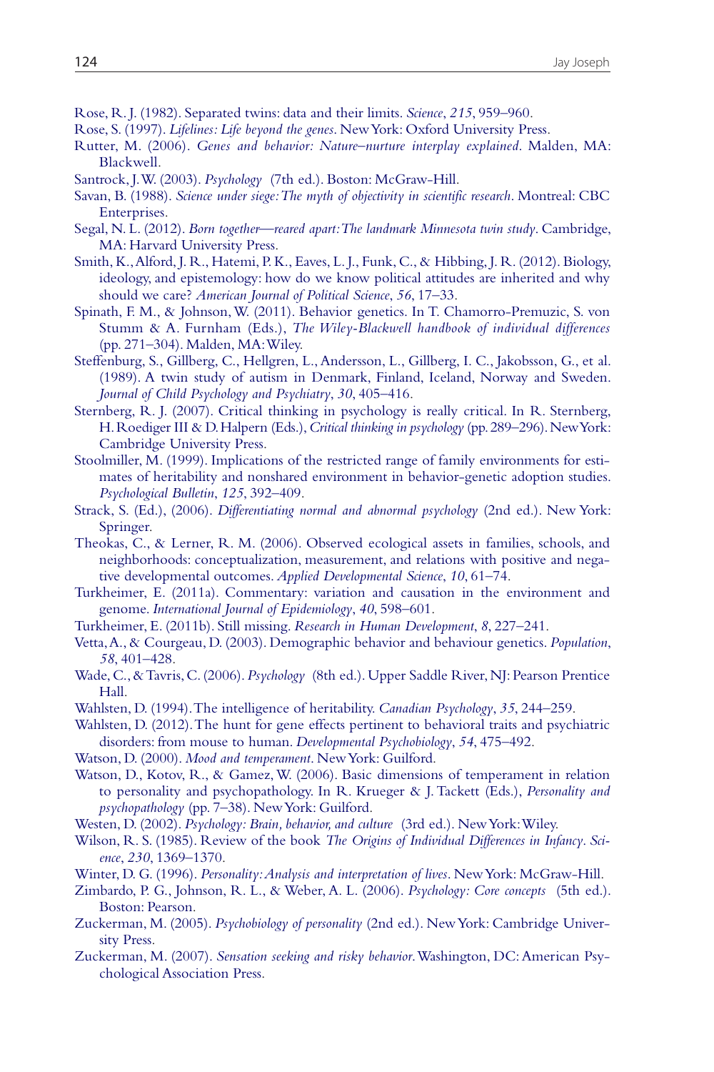Rose, R. J. (1982). Separated twins: data and their limits. *Science*, *215*, 959–960.

Rose, S. (1997). *Lifelines: Life beyond the genes*. New York: Oxford University Press.

Rutter, M. (2006). *Genes and behavior: Nature–nurture interplay explained*. Malden, MA: Blackwell.

Santrock, J. W. (2003). *Psychology* (7th ed.). Boston: McGraw-Hill.

Savan, B. (1988). *Science under siege: The myth of objectivity in scientific research*. Montreal: CBC Enterprises.

Segal, N. L. (2012). *Born together—reared apart: The landmark Minnesota twin study*. Cambridge, MA: Harvard University Press.

Smith, K., Alford, J. R., Hatemi, P. K., Eaves, L. J., Funk, C., & Hibbing, J. R. (2012). Biology, ideology, and epistemology: how do we know political attitudes are inherited and why should we care? *American Journal of Political Science*, *56*, 17–33.

Spinath, F. M., & Johnson, W. (2011). Behavior genetics. In T. Chamorro-Premuzic, S. von Stumm & A. Furnham (Eds.), *The Wiley-Blackwell handbook of individual differences* (pp. 271–304). Malden, MA: Wiley.

Steffenburg, S., Gillberg, C., Hellgren, L., Andersson, L., Gillberg, I. C., Jakobsson, G., et al. (1989). A twin study of autism in Denmark, Finland, Iceland, Norway and Sweden. *Journal of Child Psychology and Psychiatry*, *30*, 405–416.

Sternberg, R. J. (2007). Critical thinking in psychology is really critical. In R. Sternberg, H. Roediger III & D. Halpern (Eds.), *Critical thinking in psychology* (pp. 289–296). New York: Cambridge University Press.

Stoolmiller, M. (1999). Implications of the restricted range of family environments for estimates of heritability and nonshared environment in behavior-genetic adoption studies. *Psychological Bulletin*, *125*, 392–409.

Strack, S. (Ed.), (2006). *Differentiating normal and abnormal psychology* (2nd ed.). New York: Springer.

Theokas, C., & Lerner, R. M. (2006). Observed ecological assets in families, schools, and neighborhoods: conceptualization, measurement, and relations with positive and negative developmental outcomes. *Applied Developmental Science*, *10*, 61–74.

Turkheimer, E. (2011a). Commentary: variation and causation in the environment and genome. *International Journal of Epidemiology*, *40*, 598–601.

Turkheimer, E. (2011b). Still missing. *Research in Human Development*, *8*, 227–241.

Vetta, A., & Courgeau, D. (2003). Demographic behavior and behaviour genetics. *Population*, *58*, 401–428.

Wade, C., & Tavris, C. (2006). *Psychology* (8th ed.). Upper Saddle River, NJ: Pearson Prentice Hall.

Wahlsten, D. (1994). The intelligence of heritability. *Canadian Psychology*, *35*, 244–259.

Wahlsten, D. (2012). The hunt for gene effects pertinent to behavioral traits and psychiatric disorders: from mouse to human. *Developmental Psychobiology*, *54*, 475–492.

Watson, D. (2000). *Mood and temperament*. New York: Guilford.

Watson, D., Kotov, R., & Gamez, W. (2006). Basic dimensions of temperament in relation to personality and psychopathology. In R. Krueger & J. Tackett (Eds.), *Personality and psychopathology* (pp. 7–38). New York: Guilford.

Westen, D. (2002). *Psychology: Brain, behavior, and culture* (3rd ed.). New York: Wiley.

Wilson, R. S. (1985). Review of the book *The Origins of Individual Differences in Infancy*. *Science*, *230*, 1369–1370.

Winter, D. G. (1996). *Personality: Analysis and interpretation of lives*. New York: McGraw-Hill.

Zimbardo, P. G., Johnson, R. L., & Weber, A. L. (2006). *Psychology: Core concepts* (5th ed.). Boston: Pearson.

Zuckerman, M. (2005). *Psychobiology of personality* (2nd ed.). New York: Cambridge University Press.

Zuckerman, M. (2007). *Sensation seeking and risky behavior*. Washington, DC: American Psychological Association Press.